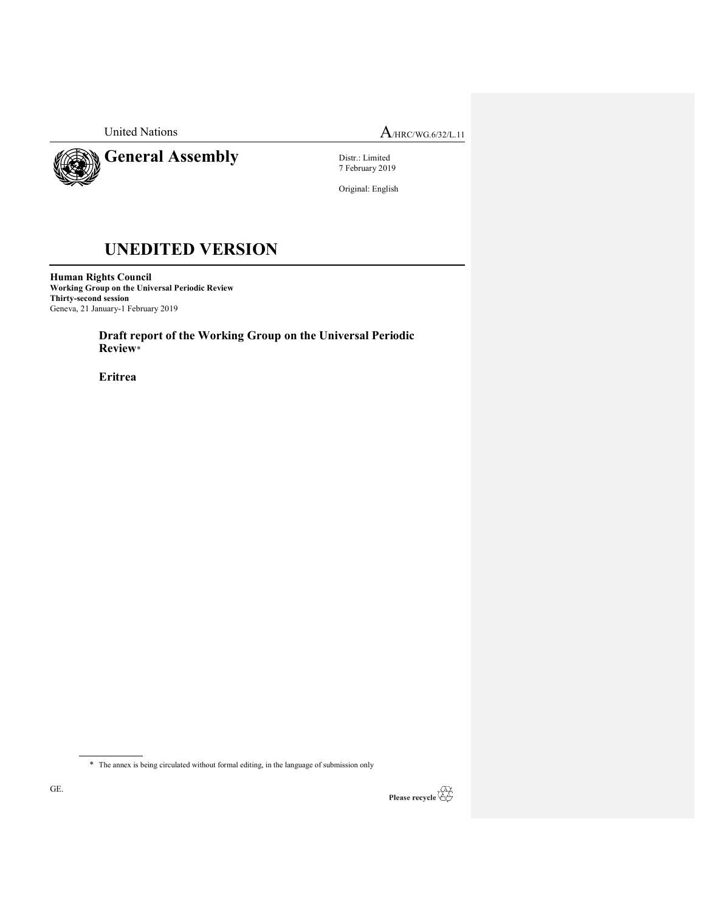United Nations

A/HRC/WG.6/32/L.11

# General Assembly

Distr.: Limited
7 February 2019

Original: English

# UNEDITED VERSION

**Human Rights Council**
**Working Group on the Universal Periodic Review**
**Thirty-second session**
Geneva, 21 January-1 February 2019

## Draft report of the Working Group on the Universal Periodic Review*

## Eritrea

* The annex is being circulated without formal editing, in the language of submission only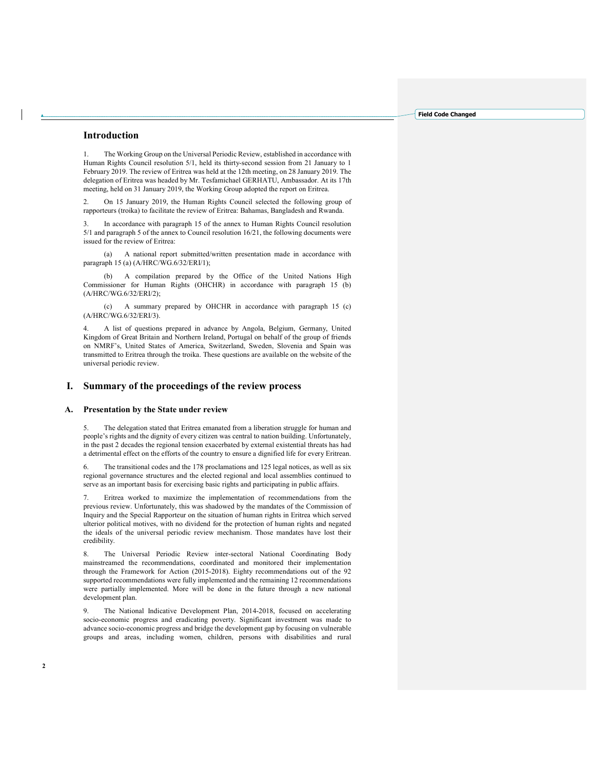## Introduction

1. The Working Group on the Universal Periodic Review, established in accordance with Human Rights Council resolution 5/1, held its thirty-second session from 21 January to 1 February 2019. The review of Eritrea was held at the 12th meeting, on 28 January 2019. The delegation of Eritrea was headed by Mr. Tesfamichael GERHATU, Ambassador. At its 17th meeting, held on 31 January 2019, the Working Group adopted the report on Eritrea.

2. On 15 January 2019, the Human Rights Council selected the following group of rapporteurs (troika) to facilitate the review of Eritrea: Bahamas, Bangladesh and Rwanda.

3. In accordance with paragraph 15 of the annex to Human Rights Council resolution 5/1 and paragraph 5 of the annex to Council resolution 16/21, the following documents were issued for the review of Eritrea:

(a) A national report submitted/written presentation made in accordance with paragraph 15 (a) (A/HRC/WG.6/32/ERI/1);

(b) A compilation prepared by the Office of the United Nations High Commissioner for Human Rights (OHCHR) in accordance with paragraph 15 (b) (A/HRC/WG.6/32/ERI/2);

(c) A summary prepared by OHCHR in accordance with paragraph 15 (c) (A/HRC/WG.6/32/ERI/3).

4. A list of questions prepared in advance by Angola, Belgium, Germany, United Kingdom of Great Britain and Northern Ireland, Portugal on behalf of the group of friends on NMRF's, United States of America, Switzerland, Sweden, Slovenia and Spain was transmitted to Eritrea through the troika. These questions are available on the website of the universal periodic review.

# I. Summary of the proceedings of the review process

## A. Presentation by the State under review

5. The delegation stated that Eritrea emanated from a liberation struggle for human and people's rights and the dignity of every citizen was central to nation building. Unfortunately, in the past 2 decades the regional tension exacerbated by external existential threats has had a detrimental effect on the efforts of the country to ensure a dignified life for every Eritrean.

6. The transitional codes and the 178 proclamations and 125 legal notices, as well as six regional governance structures and the elected regional and local assemblies continued to serve as an important basis for exercising basic rights and participating in public affairs.

7. Eritrea worked to maximize the implementation of recommendations from the previous review. Unfortunately, this was shadowed by the mandates of the Commission of Inquiry and the Special Rapporteur on the situation of human rights in Eritrea which served ulterior political motives, with no dividend for the protection of human rights and negated the ideals of the universal periodic review mechanism. Those mandates have lost their credibility.

8. The Universal Periodic Review inter-sectoral National Coordinating Body mainstreamed the recommendations, coordinated and monitored their implementation through the Framework for Action (2015-2018). Eighty recommendations out of the 92 supported recommendations were fully implemented and the remaining 12 recommendations were partially implemented. More will be done in the future through a new national development plan.

9. The National Indicative Development Plan, 2014-2018, focused on accelerating socio-economic progress and eradicating poverty. Significant investment was made to advance socio-economic progress and bridge the development gap by focusing on vulnerable groups and areas, including women, children, persons with disabilities and rural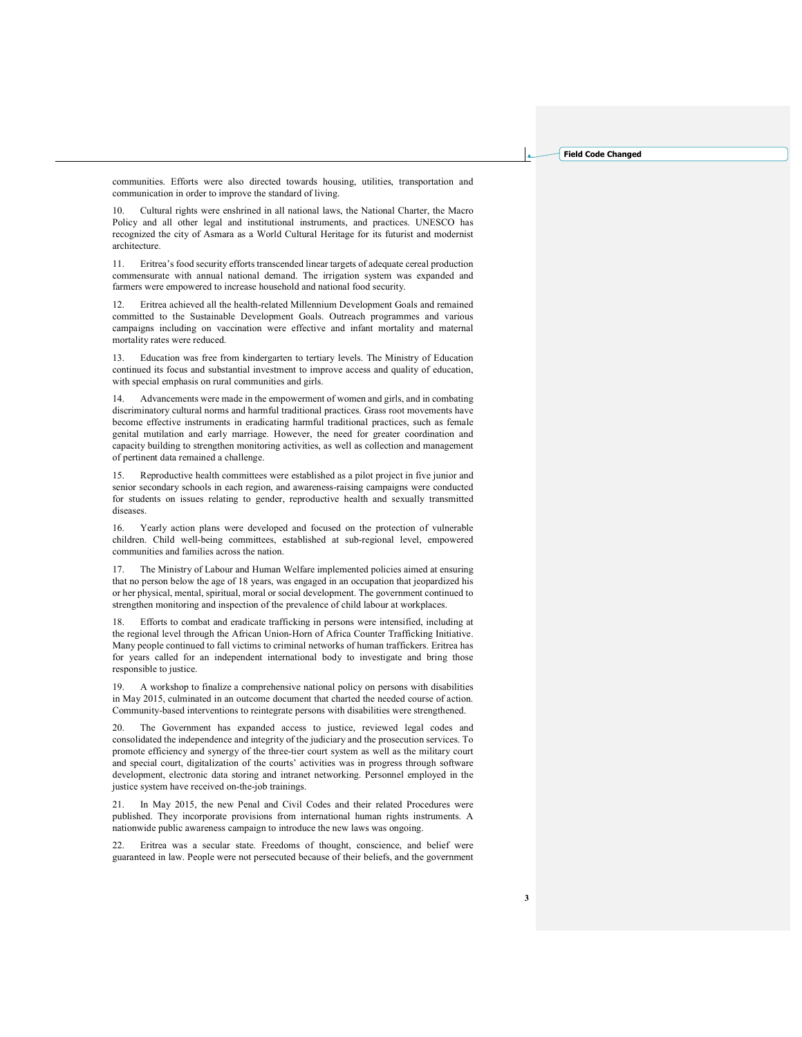communities. Efforts were also directed towards housing, utilities, transportation and communication in order to improve the standard of living.

10. Cultural rights were enshrined in all national laws, the National Charter, the Macro Policy and all other legal and institutional instruments, and practices. UNESCO has recognized the city of Asmara as a World Cultural Heritage for its futurist and modernist architecture.

11. Eritrea's food security efforts transcended linear targets of adequate cereal production commensurate with annual national demand. The irrigation system was expanded and farmers were empowered to increase household and national food security.

12. Eritrea achieved all the health-related Millennium Development Goals and remained committed to the Sustainable Development Goals. Outreach programmes and various campaigns including on vaccination were effective and infant mortality and maternal mortality rates were reduced.

13. Education was free from kindergarten to tertiary levels. The Ministry of Education continued its focus and substantial investment to improve access and quality of education, with special emphasis on rural communities and girls.

14. Advancements were made in the empowerment of women and girls, and in combating discriminatory cultural norms and harmful traditional practices. Grass root movements have become effective instruments in eradicating harmful traditional practices, such as female genital mutilation and early marriage. However, the need for greater coordination and capacity building to strengthen monitoring activities, as well as collection and management of pertinent data remained a challenge.

15. Reproductive health committees were established as a pilot project in five junior and senior secondary schools in each region, and awareness-raising campaigns were conducted for students on issues relating to gender, reproductive health and sexually transmitted diseases.

16. Yearly action plans were developed and focused on the protection of vulnerable children. Child well-being committees, established at sub-regional level, empowered communities and families across the nation.

17. The Ministry of Labour and Human Welfare implemented policies aimed at ensuring that no person below the age of 18 years, was engaged in an occupation that jeopardized his or her physical, mental, spiritual, moral or social development. The government continued to strengthen monitoring and inspection of the prevalence of child labour at workplaces.

18. Efforts to combat and eradicate trafficking in persons were intensified, including at the regional level through the African Union-Horn of Africa Counter Trafficking Initiative. Many people continued to fall victims to criminal networks of human traffickers. Eritrea has for years called for an independent international body to investigate and bring those responsible to justice.

19. A workshop to finalize a comprehensive national policy on persons with disabilities in May 2015, culminated in an outcome document that charted the needed course of action. Community-based interventions to reintegrate persons with disabilities were strengthened.

20. The Government has expanded access to justice, reviewed legal codes and consolidated the independence and integrity of the judiciary and the prosecution services. To promote efficiency and synergy of the three-tier court system as well as the military court and special court, digitalization of the courts' activities was in progress through software development, electronic data storing and intranet networking. Personnel employed in the justice system have received on-the-job trainings.

21. In May 2015, the new Penal and Civil Codes and their related Procedures were published. They incorporate provisions from international human rights instruments. A nationwide public awareness campaign to introduce the new laws was ongoing.

22. Eritrea was a secular state. Freedoms of thought, conscience, and belief were guaranteed in law. People were not persecuted because of their beliefs, and the government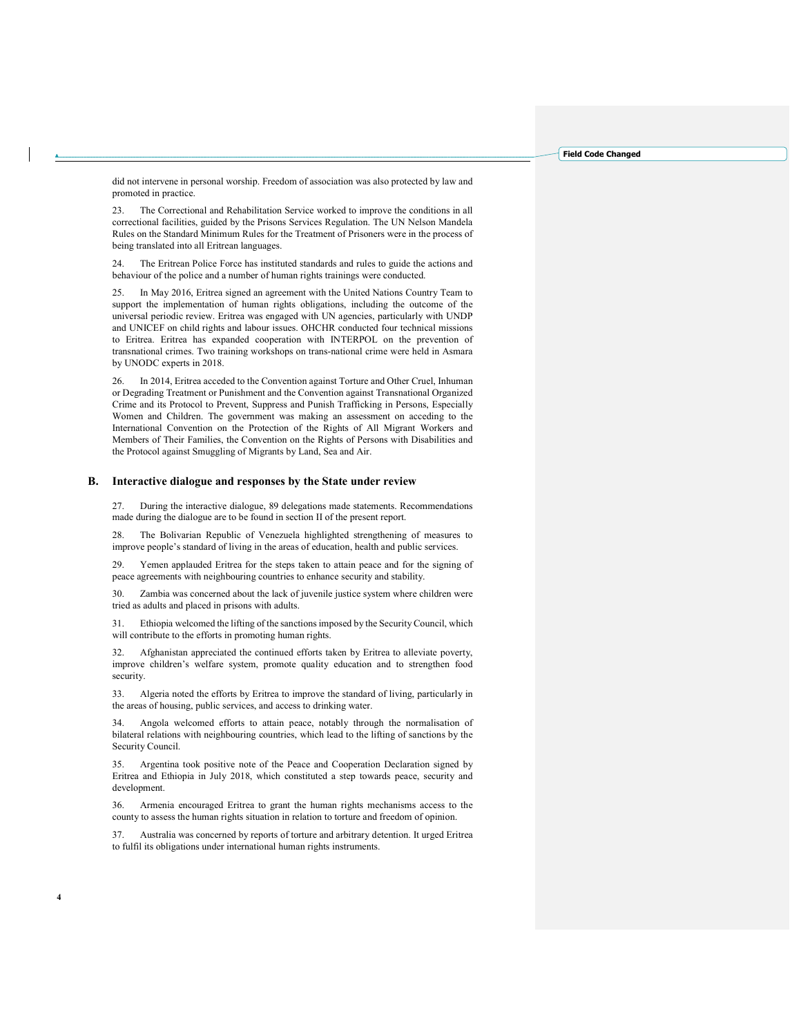did not intervene in personal worship. Freedom of association was also protected by law and promoted in practice.

23. The Correctional and Rehabilitation Service worked to improve the conditions in all correctional facilities, guided by the Prisons Services Regulation. The UN Nelson Mandela Rules on the Standard Minimum Rules for the Treatment of Prisoners were in the process of being translated into all Eritrean languages.

24. The Eritrean Police Force has instituted standards and rules to guide the actions and behaviour of the police and a number of human rights trainings were conducted.

25. In May 2016, Eritrea signed an agreement with the United Nations Country Team to support the implementation of human rights obligations, including the outcome of the universal periodic review. Eritrea was engaged with UN agencies, particularly with UNDP and UNICEF on child rights and labour issues. OHCHR conducted four technical missions to Eritrea. Eritrea has expanded cooperation with INTERPOL on the prevention of transnational crimes. Two training workshops on trans-national crime were held in Asmara by UNODC experts in 2018.

26. In 2014, Eritrea acceded to the Convention against Torture and Other Cruel, Inhuman or Degrading Treatment or Punishment and the Convention against Transnational Organized Crime and its Protocol to Prevent, Suppress and Punish Trafficking in Persons, Especially Women and Children. The government was making an assessment on acceding to the International Convention on the Protection of the Rights of All Migrant Workers and Members of Their Families, the Convention on the Rights of Persons with Disabilities and the Protocol against Smuggling of Migrants by Land, Sea and Air.

## B. Interactive dialogue and responses by the State under review

27. During the interactive dialogue, 89 delegations made statements. Recommendations made during the dialogue are to be found in section II of the present report.

28. The Bolivarian Republic of Venezuela highlighted strengthening of measures to improve people's standard of living in the areas of education, health and public services.

29. Yemen applauded Eritrea for the steps taken to attain peace and for the signing of peace agreements with neighbouring countries to enhance security and stability.

30. Zambia was concerned about the lack of juvenile justice system where children were tried as adults and placed in prisons with adults.

31. Ethiopia welcomed the lifting of the sanctions imposed by the Security Council, which will contribute to the efforts in promoting human rights.

32. Afghanistan appreciated the continued efforts taken by Eritrea to alleviate poverty, improve children's welfare system, promote quality education and to strengthen food security.

33. Algeria noted the efforts by Eritrea to improve the standard of living, particularly in the areas of housing, public services, and access to drinking water.

34. Angola welcomed efforts to attain peace, notably through the normalisation of bilateral relations with neighbouring countries, which lead to the lifting of sanctions by the Security Council.

35. Argentina took positive note of the Peace and Cooperation Declaration signed by Eritrea and Ethiopia in July 2018, which constituted a step towards peace, security and development.

36. Armenia encouraged Eritrea to grant the human rights mechanisms access to the county to assess the human rights situation in relation to torture and freedom of opinion.

37. Australia was concerned by reports of torture and arbitrary detention. It urged Eritrea to fulfil its obligations under international human rights instruments.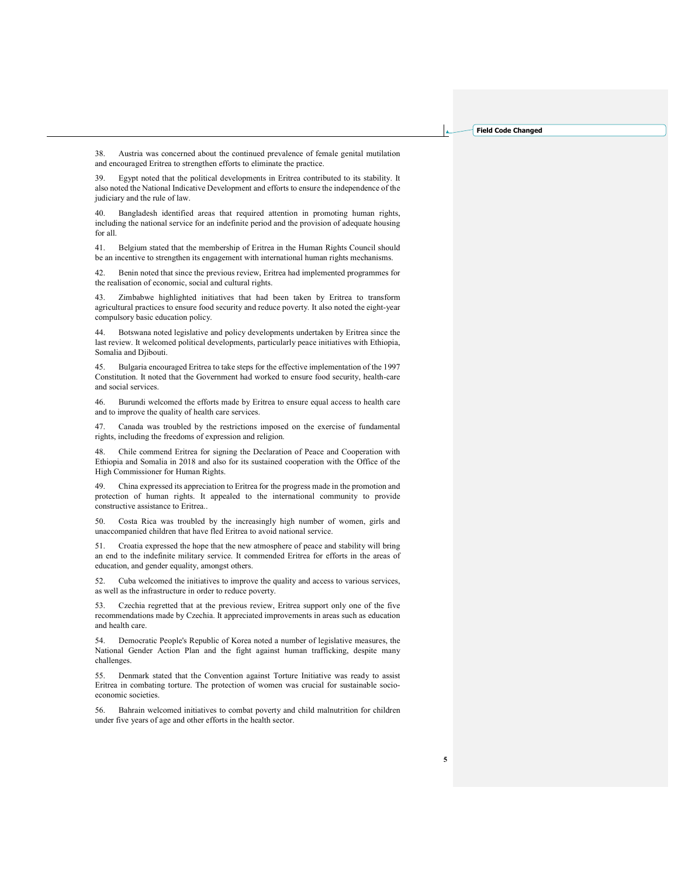38. Austria was concerned about the continued prevalence of female genital mutilation and encouraged Eritrea to strengthen efforts to eliminate the practice.

39. Egypt noted that the political developments in Eritrea contributed to its stability. It also noted the National Indicative Development and efforts to ensure the independence of the judiciary and the rule of law.

40. Bangladesh identified areas that required attention in promoting human rights, including the national service for an indefinite period and the provision of adequate housing for all.

41. Belgium stated that the membership of Eritrea in the Human Rights Council should be an incentive to strengthen its engagement with international human rights mechanisms.

42. Benin noted that since the previous review, Eritrea had implemented programmes for the realisation of economic, social and cultural rights.

43. Zimbabwe highlighted initiatives that had been taken by Eritrea to transform agricultural practices to ensure food security and reduce poverty. It also noted the eight-year compulsory basic education policy.

44. Botswana noted legislative and policy developments undertaken by Eritrea since the last review. It welcomed political developments, particularly peace initiatives with Ethiopia, Somalia and Djibouti.

45. Bulgaria encouraged Eritrea to take steps for the effective implementation of the 1997 Constitution. It noted that the Government had worked to ensure food security, health-care and social services.

46. Burundi welcomed the efforts made by Eritrea to ensure equal access to health care and to improve the quality of health care services.

47. Canada was troubled by the restrictions imposed on the exercise of fundamental rights, including the freedoms of expression and religion.

48. Chile commend Eritrea for signing the Declaration of Peace and Cooperation with Ethiopia and Somalia in 2018 and also for its sustained cooperation with the Office of the High Commissioner for Human Rights.

49. China expressed its appreciation to Eritrea for the progress made in the promotion and protection of human rights. It appealed to the international community to provide constructive assistance to Eritrea..

50. Costa Rica was troubled by the increasingly high number of women, girls and unaccompanied children that have fled Eritrea to avoid national service.

51. Croatia expressed the hope that the new atmosphere of peace and stability will bring an end to the indefinite military service. It commended Eritrea for efforts in the areas of education, and gender equality, amongst others.

52. Cuba welcomed the initiatives to improve the quality and access to various services, as well as the infrastructure in order to reduce poverty.

53. Czechia regretted that at the previous review, Eritrea support only one of the five recommendations made by Czechia. It appreciated improvements in areas such as education and health care.

54. Democratic People's Republic of Korea noted a number of legislative measures, the National Gender Action Plan and the fight against human trafficking, despite many challenges.

55. Denmark stated that the Convention against Torture Initiative was ready to assist Eritrea in combating torture. The protection of women was crucial for sustainable socio-economic societies.

56. Bahrain welcomed initiatives to combat poverty and child malnutrition for children under five years of age and other efforts in the health sector.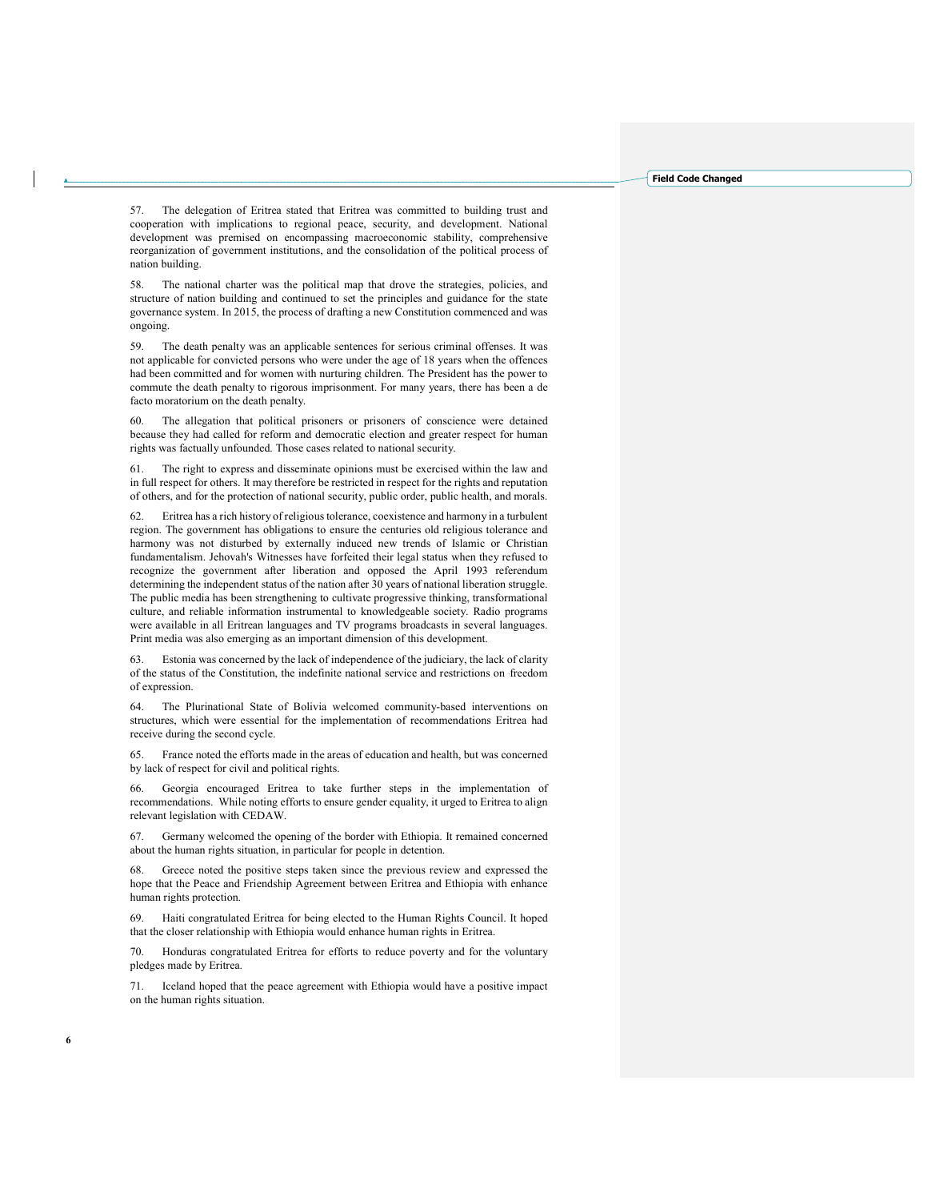57. The delegation of Eritrea stated that Eritrea was committed to building trust and cooperation with implications to regional peace, security, and development. National development was premised on encompassing macroeconomic stability, comprehensive reorganization of government institutions, and the consolidation of the political process of nation building.

58. The national charter was the political map that drove the strategies, policies, and structure of nation building and continued to set the principles and guidance for the state governance system. In 2015, the process of drafting a new Constitution commenced and was ongoing.

59. The death penalty was an applicable sentences for serious criminal offenses. It was not applicable for convicted persons who were under the age of 18 years when the offences had been committed and for women with nurturing children. The President has the power to commute the death penalty to rigorous imprisonment. For many years, there has been a de facto moratorium on the death penalty.

60. The allegation that political prisoners or prisoners of conscience were detained because they had called for reform and democratic election and greater respect for human rights was factually unfounded. Those cases related to national security.

61. The right to express and disseminate opinions must be exercised within the law and in full respect for others. It may therefore be restricted in respect for the rights and reputation of others, and for the protection of national security, public order, public health, and morals.

62. Eritrea has a rich history of religious tolerance, coexistence and harmony in a turbulent region. The government has obligations to ensure the centuries old religious tolerance and harmony was not disturbed by externally induced new trends of Islamic or Christian fundamentalism. Jehovah's Witnesses have forfeited their legal status when they refused to recognize the government after liberation and opposed the April 1993 referendum determining the independent status of the nation after 30 years of national liberation struggle. The public media has been strengthening to cultivate progressive thinking, transformational culture, and reliable information instrumental to knowledgeable society. Radio programs were available in all Eritrean languages and TV programs broadcasts in several languages. Print media was also emerging as an important dimension of this development.

63. Estonia was concerned by the lack of independence of the judiciary, the lack of clarity of the status of the Constitution, the indefinite national service and restrictions on freedom of expression.

64. The Plurinational State of Bolivia welcomed community-based interventions on structures, which were essential for the implementation of recommendations Eritrea had receive during the second cycle.

65. France noted the efforts made in the areas of education and health, but was concerned by lack of respect for civil and political rights.

66. Georgia encouraged Eritrea to take further steps in the implementation of recommendations. While noting efforts to ensure gender equality, it urged to Eritrea to align relevant legislation with CEDAW.

67. Germany welcomed the opening of the border with Ethiopia. It remained concerned about the human rights situation, in particular for people in detention.

68. Greece noted the positive steps taken since the previous review and expressed the hope that the Peace and Friendship Agreement between Eritrea and Ethiopia with enhance human rights protection.

69. Haiti congratulated Eritrea for being elected to the Human Rights Council. It hoped that the closer relationship with Ethiopia would enhance human rights in Eritrea.

70. Honduras congratulated Eritrea for efforts to reduce poverty and for the voluntary pledges made by Eritrea.

71. Iceland hoped that the peace agreement with Ethiopia would have a positive impact on the human rights situation.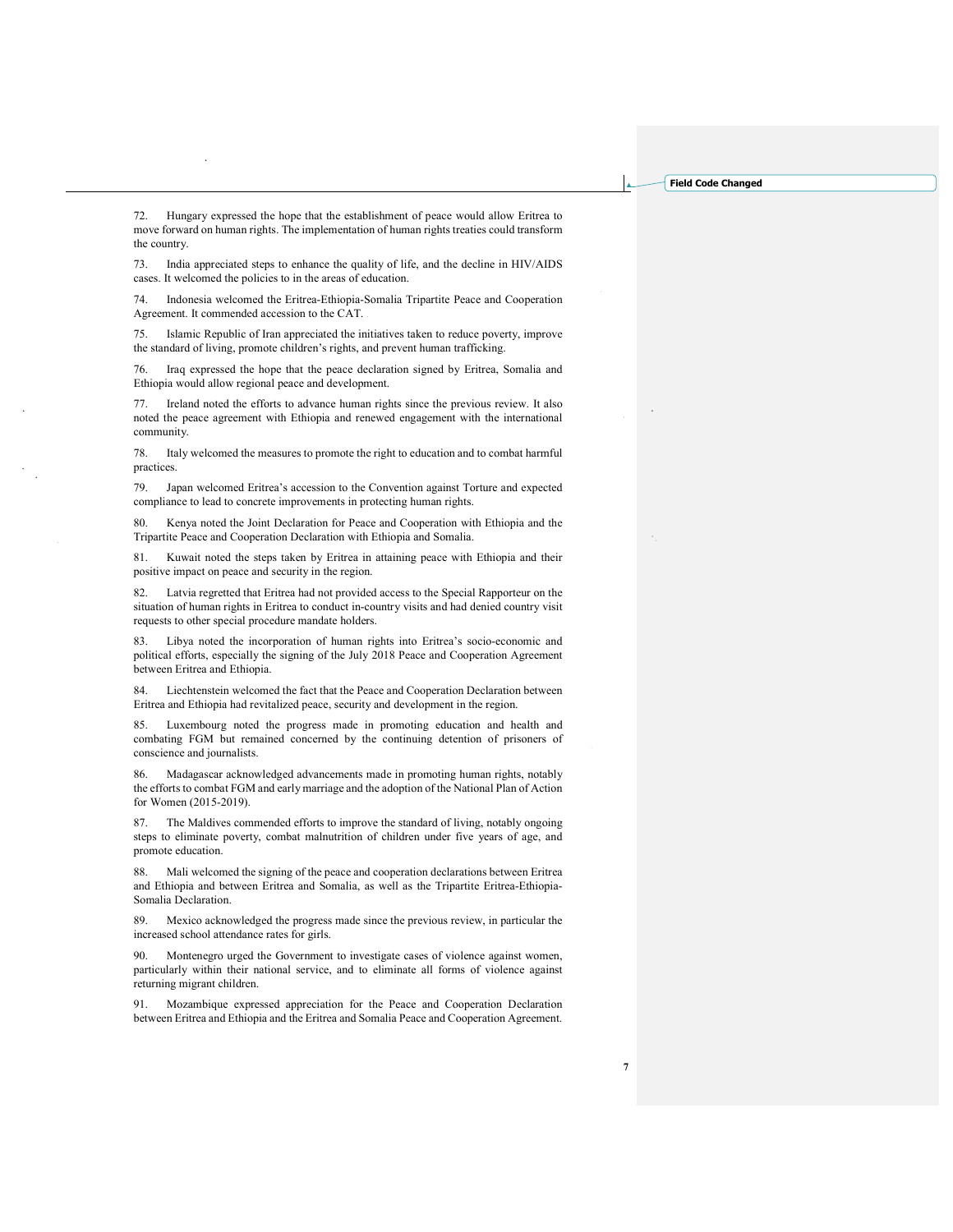72. Hungary expressed the hope that the establishment of peace would allow Eritrea to move forward on human rights. The implementation of human rights treaties could transform the country.

73. India appreciated steps to enhance the quality of life, and the decline in HIV/AIDS cases. It welcomed the policies to in the areas of education.

74. Indonesia welcomed the Eritrea-Ethiopia-Somalia Tripartite Peace and Cooperation Agreement. It commended accession to the CAT.

75. Islamic Republic of Iran appreciated the initiatives taken to reduce poverty, improve the standard of living, promote children's rights, and prevent human trafficking.

76. Iraq expressed the hope that the peace declaration signed by Eritrea, Somalia and Ethiopia would allow regional peace and development.

77. Ireland noted the efforts to advance human rights since the previous review. It also noted the peace agreement with Ethiopia and renewed engagement with the international community.

78. Italy welcomed the measures to promote the right to education and to combat harmful practices.

79. Japan welcomed Eritrea's accession to the Convention against Torture and expected compliance to lead to concrete improvements in protecting human rights.

80. Kenya noted the Joint Declaration for Peace and Cooperation with Ethiopia and the Tripartite Peace and Cooperation Declaration with Ethiopia and Somalia.

81. Kuwait noted the steps taken by Eritrea in attaining peace with Ethiopia and their positive impact on peace and security in the region.

82. Latvia regretted that Eritrea had not provided access to the Special Rapporteur on the situation of human rights in Eritrea to conduct in-country visits and had denied country visit requests to other special procedure mandate holders.

83. Libya noted the incorporation of human rights into Eritrea's socio-economic and political efforts, especially the signing of the July 2018 Peace and Cooperation Agreement between Eritrea and Ethiopia.

84. Liechtenstein welcomed the fact that the Peace and Cooperation Declaration between Eritrea and Ethiopia had revitalized peace, security and development in the region.

85. Luxembourg noted the progress made in promoting education and health and combating FGM but remained concerned by the continuing detention of prisoners of conscience and journalists.

86. Madagascar acknowledged advancements made in promoting human rights, notably the efforts to combat FGM and early marriage and the adoption of the National Plan of Action for Women (2015-2019).

87. The Maldives commended efforts to improve the standard of living, notably ongoing steps to eliminate poverty, combat malnutrition of children under five years of age, and promote education.

88. Mali welcomed the signing of the peace and cooperation declarations between Eritrea and Ethiopia and between Eritrea and Somalia, as well as the Tripartite Eritrea-Ethiopia-Somalia Declaration.

89. Mexico acknowledged the progress made since the previous review, in particular the increased school attendance rates for girls.

90. Montenegro urged the Government to investigate cases of violence against women, particularly within their national service, and to eliminate all forms of violence against returning migrant children.

91. Mozambique expressed appreciation for the Peace and Cooperation Declaration between Eritrea and Ethiopia and the Eritrea and Somalia Peace and Cooperation Agreement.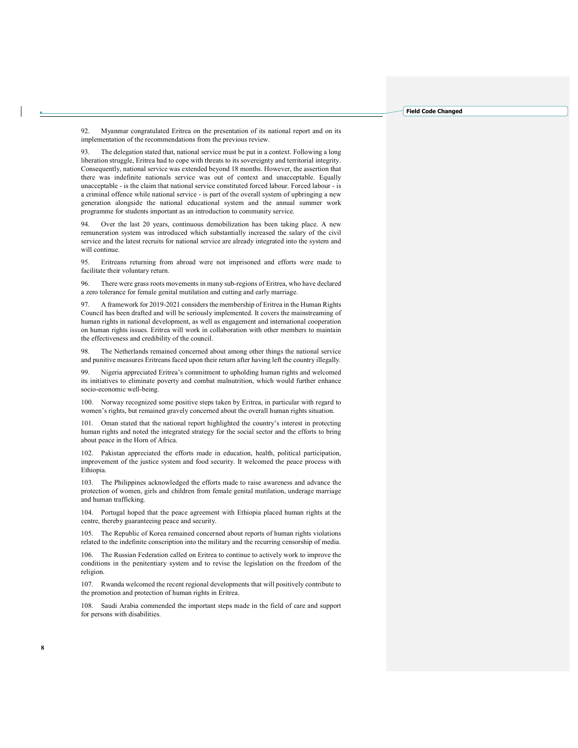92. Myanmar congratulated Eritrea on the presentation of its national report and on its implementation of the recommendations from the previous review.

93. The delegation stated that, national service must be put in a context. Following a long liberation struggle, Eritrea had to cope with threats to its sovereignty and territorial integrity. Consequently, national service was extended beyond 18 months. However, the assertion that there was indefinite nationals service was out of context and unacceptable. Equally unacceptable - is the claim that national service constituted forced labour. Forced labour - is a criminal offence while national service - is part of the overall system of upbringing a new generation alongside the national educational system and the annual summer work programme for students important as an introduction to community service.

94. Over the last 20 years, continuous demobilization has been taking place. A new remuneration system was introduced which substantially increased the salary of the civil service and the latest recruits for national service are already integrated into the system and will continue.

95. Eritreans returning from abroad were not imprisoned and efforts were made to facilitate their voluntary return.

96. There were grass roots movements in many sub-regions of Eritrea, who have declared a zero tolerance for female genital mutilation and cutting and early marriage.

97. A framework for 2019-2021 considers the membership of Eritrea in the Human Rights Council has been drafted and will be seriously implemented. It covers the mainstreaming of human rights in national development, as well as engagement and international cooperation on human rights issues. Eritrea will work in collaboration with other members to maintain the effectiveness and credibility of the council.

98. The Netherlands remained concerned about among other things the national service and punitive measures Eritreans faced upon their return after having left the country illegally.

99. Nigeria appreciated Eritrea's commitment to upholding human rights and welcomed its initiatives to eliminate poverty and combat malnutrition, which would further enhance socio-economic well-being.

100. Norway recognized some positive steps taken by Eritrea, in particular with regard to women's rights, but remained gravely concerned about the overall human rights situation.

101. Oman stated that the national report highlighted the country's interest in protecting human rights and noted the integrated strategy for the social sector and the efforts to bring about peace in the Horn of Africa.

102. Pakistan appreciated the efforts made in education, health, political participation, improvement of the justice system and food security. It welcomed the peace process with Ethiopia.

103. The Philippines acknowledged the efforts made to raise awareness and advance the protection of women, girls and children from female genital mutilation, underage marriage and human trafficking.

104. Portugal hoped that the peace agreement with Ethiopia placed human rights at the centre, thereby guaranteeing peace and security.

105. The Republic of Korea remained concerned about reports of human rights violations related to the indefinite conscription into the military and the recurring censorship of media.

106. The Russian Federation called on Eritrea to continue to actively work to improve the conditions in the penitentiary system and to revise the legislation on the freedom of the religion.

107. Rwanda welcomed the recent regional developments that will positively contribute to the promotion and protection of human rights in Eritrea.

108. Saudi Arabia commended the important steps made in the field of care and support for persons with disabilities.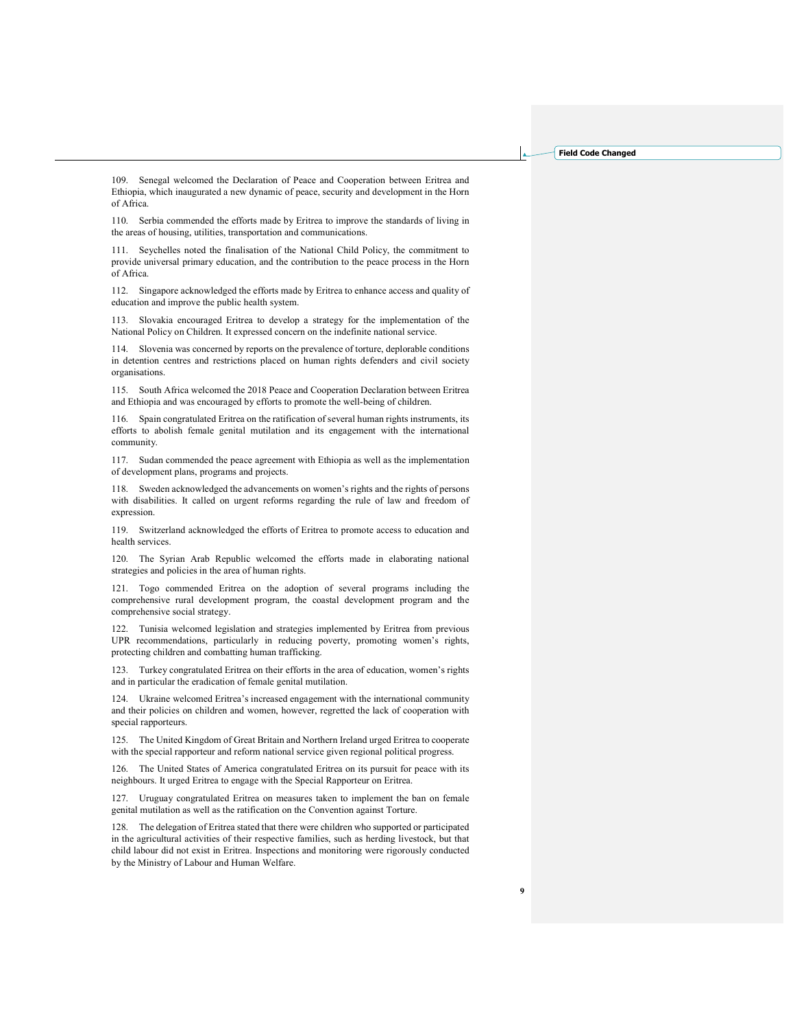109. Senegal welcomed the Declaration of Peace and Cooperation between Eritrea and Ethiopia, which inaugurated a new dynamic of peace, security and development in the Horn of Africa.

110. Serbia commended the efforts made by Eritrea to improve the standards of living in the areas of housing, utilities, transportation and communications.

111. Seychelles noted the finalisation of the National Child Policy, the commitment to provide universal primary education, and the contribution to the peace process in the Horn of Africa.

112. Singapore acknowledged the efforts made by Eritrea to enhance access and quality of education and improve the public health system.

113. Slovakia encouraged Eritrea to develop a strategy for the implementation of the National Policy on Children. It expressed concern on the indefinite national service.

114. Slovenia was concerned by reports on the prevalence of torture, deplorable conditions in detention centres and restrictions placed on human rights defenders and civil society organisations.

115. South Africa welcomed the 2018 Peace and Cooperation Declaration between Eritrea and Ethiopia and was encouraged by efforts to promote the well-being of children.

116. Spain congratulated Eritrea on the ratification of several human rights instruments, its efforts to abolish female genital mutilation and its engagement with the international community.

117. Sudan commended the peace agreement with Ethiopia as well as the implementation of development plans, programs and projects.

118. Sweden acknowledged the advancements on women's rights and the rights of persons with disabilities. It called on urgent reforms regarding the rule of law and freedom of expression.

119. Switzerland acknowledged the efforts of Eritrea to promote access to education and health services.

120. The Syrian Arab Republic welcomed the efforts made in elaborating national strategies and policies in the area of human rights.

121. Togo commended Eritrea on the adoption of several programs including the comprehensive rural development program, the coastal development program and the comprehensive social strategy.

122. Tunisia welcomed legislation and strategies implemented by Eritrea from previous UPR recommendations, particularly in reducing poverty, promoting women's rights, protecting children and combatting human trafficking.

123. Turkey congratulated Eritrea on their efforts in the area of education, women's rights and in particular the eradication of female genital mutilation.

124. Ukraine welcomed Eritrea's increased engagement with the international community and their policies on children and women, however, regretted the lack of cooperation with special rapporteurs.

125. The United Kingdom of Great Britain and Northern Ireland urged Eritrea to cooperate with the special rapporteur and reform national service given regional political progress.

126. The United States of America congratulated Eritrea on its pursuit for peace with its neighbours. It urged Eritrea to engage with the Special Rapporteur on Eritrea.

127. Uruguay congratulated Eritrea on measures taken to implement the ban on female genital mutilation as well as the ratification on the Convention against Torture.

128. The delegation of Eritrea stated that there were children who supported or participated in the agricultural activities of their respective families, such as herding livestock, but that child labour did not exist in Eritrea. Inspections and monitoring were rigorously conducted by the Ministry of Labour and Human Welfare.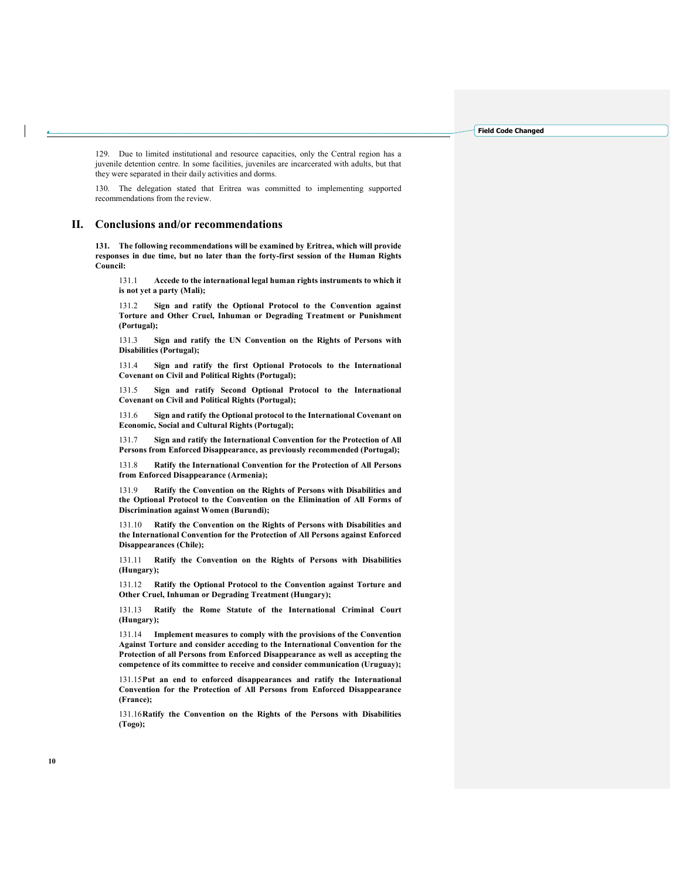129. Due to limited institutional and resource capacities, only the Central region has a juvenile detention centre. In some facilities, juveniles are incarcerated with adults, but that they were separated in their daily activities and dorms.

130. The delegation stated that Eritrea was committed to implementing supported recommendations from the review.

## II. Conclusions and/or recommendations

**131. The following recommendations will be examined by Eritrea, which will provide responses in due time, but no later than the forty-first session of the Human Rights Council:**

131.1 **Accede to the international legal human rights instruments to which it is not yet a party (Mali);**

131.2 **Sign and ratify the Optional Protocol to the Convention against Torture and Other Cruel, Inhuman or Degrading Treatment or Punishment (Portugal);**

131.3 **Sign and ratify the UN Convention on the Rights of Persons with Disabilities (Portugal);**

131.4 **Sign and ratify the first Optional Protocols to the International Covenant on Civil and Political Rights (Portugal);**

131.5 **Sign and ratify Second Optional Protocol to the International Covenant on Civil and Political Rights (Portugal);**

131.6 **Sign and ratify the Optional protocol to the International Covenant on Economic, Social and Cultural Rights (Portugal);**

131.7 **Sign and ratify the International Convention for the Protection of All Persons from Enforced Disappearance, as previously recommended (Portugal);**

131.8 **Ratify the International Convention for the Protection of All Persons from Enforced Disappearance (Armenia);**

131.9 **Ratify the Convention on the Rights of Persons with Disabilities and the Optional Protocol to the Convention on the Elimination of All Forms of Discrimination against Women (Burundi);**

131.10 **Ratify the Convention on the Rights of Persons with Disabilities and the International Convention for the Protection of All Persons against Enforced Disappearances (Chile);**

131.11 **Ratify the Convention on the Rights of Persons with Disabilities (Hungary);**

131.12 **Ratify the Optional Protocol to the Convention against Torture and Other Cruel, Inhuman or Degrading Treatment (Hungary);**

131.13 **Ratify the Rome Statute of the International Criminal Court (Hungary);**

131.14 **Implement measures to comply with the provisions of the Convention Against Torture and consider acceding to the International Convention for the Protection of all Persons from Enforced Disappearance as well as accepting the competence of its committee to receive and consider communication (Uruguay);**

131.15 **Put an end to enforced disappearances and ratify the International Convention for the Protection of All Persons from Enforced Disappearance (France);**

131.16 **Ratify the Convention on the Rights of the Persons with Disabilities (Togo);**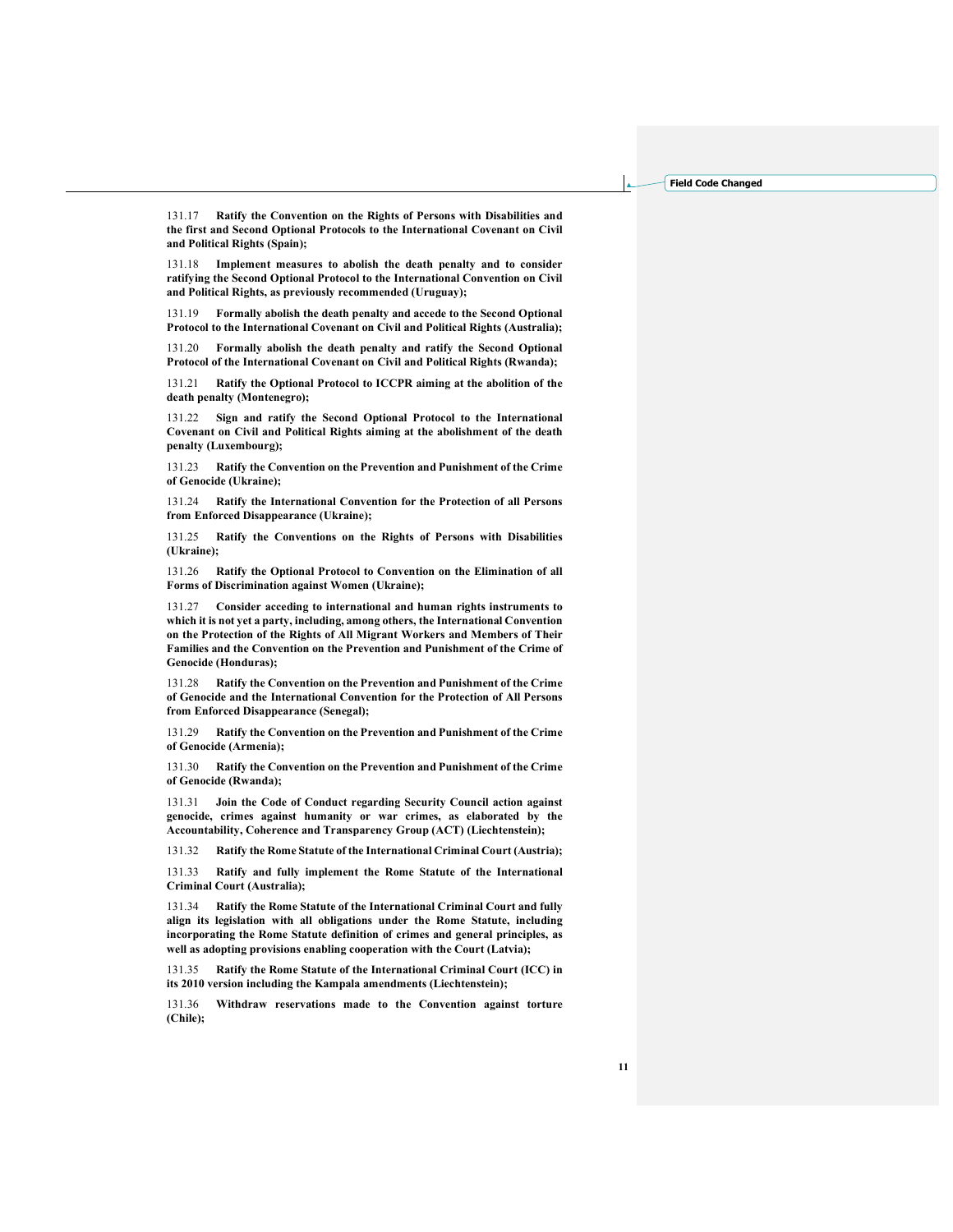131.17 **Ratify the Convention on the Rights of Persons with Disabilities and the first and Second Optional Protocols to the International Covenant on Civil and Political Rights (Spain);**

131.18 **Implement measures to abolish the death penalty and to consider ratifying the Second Optional Protocol to the International Convention on Civil and Political Rights, as previously recommended (Uruguay);**

131.19 **Formally abolish the death penalty and accede to the Second Optional Protocol to the International Covenant on Civil and Political Rights (Australia);**

131.20 **Formally abolish the death penalty and ratify the Second Optional Protocol of the International Covenant on Civil and Political Rights (Rwanda);**

131.21 **Ratify the Optional Protocol to ICCPR aiming at the abolition of the death penalty (Montenegro);**

131.22 **Sign and ratify the Second Optional Protocol to the International Covenant on Civil and Political Rights aiming at the abolishment of the death penalty (Luxembourg);**

131.23 **Ratify the Convention on the Prevention and Punishment of the Crime of Genocide (Ukraine);**

131.24 **Ratify the International Convention for the Protection of all Persons from Enforced Disappearance (Ukraine);**

131.25 **Ratify the Conventions on the Rights of Persons with Disabilities (Ukraine);**

131.26 **Ratify the Optional Protocol to Convention on the Elimination of all Forms of Discrimination against Women (Ukraine);**

131.27 **Consider acceding to international and human rights instruments to which it is not yet a party, including, among others, the International Convention on the Protection of the Rights of All Migrant Workers and Members of Their Families and the Convention on the Prevention and Punishment of the Crime of Genocide (Honduras);**

131.28 **Ratify the Convention on the Prevention and Punishment of the Crime of Genocide and the International Convention for the Protection of All Persons from Enforced Disappearance (Senegal);**

131.29 **Ratify the Convention on the Prevention and Punishment of the Crime of Genocide (Armenia);**

131.30 **Ratify the Convention on the Prevention and Punishment of the Crime of Genocide (Rwanda);**

131.31 **Join the Code of Conduct regarding Security Council action against genocide, crimes against humanity or war crimes, as elaborated by the Accountability, Coherence and Transparency Group (ACT) (Liechtenstein);**

131.32 **Ratify the Rome Statute of the International Criminal Court (Austria);**

131.33 **Ratify and fully implement the Rome Statute of the International Criminal Court (Australia);**

131.34 **Ratify the Rome Statute of the International Criminal Court and fully align its legislation with all obligations under the Rome Statute, including incorporating the Rome Statute definition of crimes and general principles, as well as adopting provisions enabling cooperation with the Court (Latvia);**

131.35 **Ratify the Rome Statute of the International Criminal Court (ICC) in its 2010 version including the Kampala amendments (Liechtenstein);**

131.36 **Withdraw reservations made to the Convention against torture (Chile);**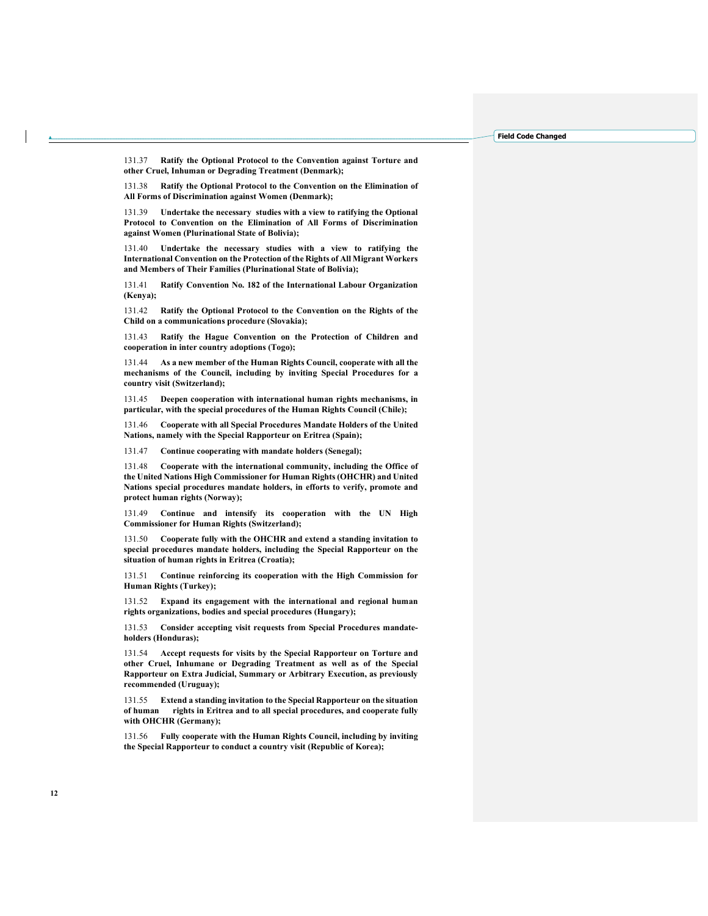131.37 **Ratify the Optional Protocol to the Convention against Torture and other Cruel, Inhuman or Degrading Treatment (Denmark);**

131.38 **Ratify the Optional Protocol to the Convention on the Elimination of All Forms of Discrimination against Women (Denmark);**

131.39 **Undertake the necessary studies with a view to ratifying the Optional Protocol to Convention on the Elimination of All Forms of Discrimination against Women (Plurinational State of Bolivia);**

131.40 **Undertake the necessary studies with a view to ratifying the International Convention on the Protection of the Rights of All Migrant Workers and Members of Their Families (Plurinational State of Bolivia);**

131.41 **Ratify Convention No. 182 of the International Labour Organization (Kenya);**

131.42 **Ratify the Optional Protocol to the Convention on the Rights of the Child on a communications procedure (Slovakia);**

131.43 **Ratify the Hague Convention on the Protection of Children and cooperation in inter country adoptions (Togo);**

131.44 **As a new member of the Human Rights Council, cooperate with all the mechanisms of the Council, including by inviting Special Procedures for a country visit (Switzerland);**

131.45 **Deepen cooperation with international human rights mechanisms, in particular, with the special procedures of the Human Rights Council (Chile);**

131.46 **Cooperate with all Special Procedures Mandate Holders of the United Nations, namely with the Special Rapporteur on Eritrea (Spain);**

131.47 **Continue cooperating with mandate holders (Senegal);**

131.48 **Cooperate with the international community, including the Office of the United Nations High Commissioner for Human Rights (OHCHR) and United Nations special procedures mandate holders, in efforts to verify, promote and protect human rights (Norway);**

131.49 **Continue and intensify its cooperation with the UN High Commissioner for Human Rights (Switzerland);**

131.50 **Cooperate fully with the OHCHR and extend a standing invitation to special procedures mandate holders, including the Special Rapporteur on the situation of human rights in Eritrea (Croatia);**

131.51 **Continue reinforcing its cooperation with the High Commission for Human Rights (Turkey);**

131.52 **Expand its engagement with the international and regional human rights organizations, bodies and special procedures (Hungary);**

131.53 **Consider accepting visit requests from Special Procedures mandate-holders (Honduras);**

131.54 **Accept requests for visits by the Special Rapporteur on Torture and other Cruel, Inhumane or Degrading Treatment as well as of the Special Rapporteur on Extra Judicial, Summary or Arbitrary Execution, as previously recommended (Uruguay);**

131.55 **Extend a standing invitation to the Special Rapporteur on the situation of human rights in Eritrea and to all special procedures, and cooperate fully with OHCHR (Germany);**

131.56 **Fully cooperate with the Human Rights Council, including by inviting the Special Rapporteur to conduct a country visit (Republic of Korea);**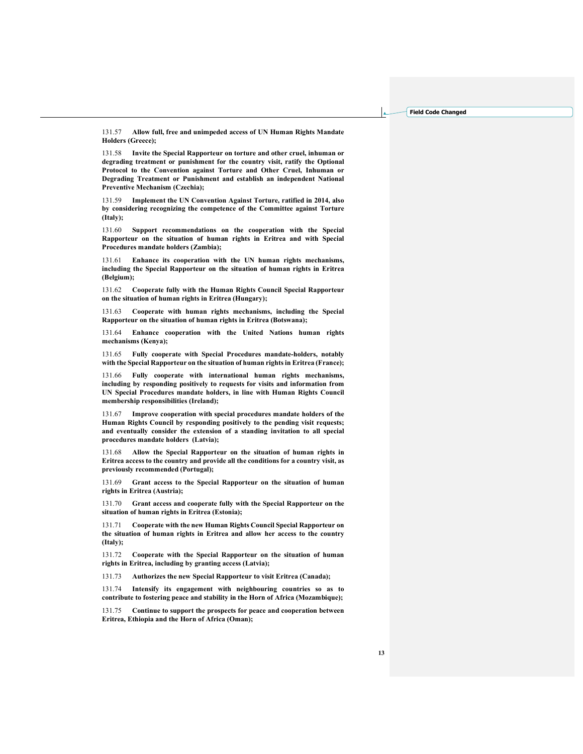131.57 **Allow full, free and unimpeded access of UN Human Rights Mandate Holders (Greece);**

131.58 **Invite the Special Rapporteur on torture and other cruel, inhuman or degrading treatment or punishment for the country visit, ratify the Optional Protocol to the Convention against Torture and Other Cruel, Inhuman or Degrading Treatment or Punishment and establish an independent National Preventive Mechanism (Czechia);**

131.59 **Implement the UN Convention Against Torture, ratified in 2014, also by considering recognizing the competence of the Committee against Torture (Italy);**

131.60 **Support recommendations on the cooperation with the Special Rapporteur on the situation of human rights in Eritrea and with Special Procedures mandate holders (Zambia);**

131.61 **Enhance its cooperation with the UN human rights mechanisms, including the Special Rapporteur on the situation of human rights in Eritrea (Belgium);**

131.62 **Cooperate fully with the Human Rights Council Special Rapporteur on the situation of human rights in Eritrea (Hungary);**

131.63 **Cooperate with human rights mechanisms, including the Special Rapporteur on the situation of human rights in Eritrea (Botswana);**

131.64 **Enhance cooperation with the United Nations human rights mechanisms (Kenya);**

131.65 **Fully cooperate with Special Procedures mandate-holders, notably with the Special Rapporteur on the situation of human rights in Eritrea (France);**

131.66 **Fully cooperate with international human rights mechanisms, including by responding positively to requests for visits and information from UN Special Procedures mandate holders, in line with Human Rights Council membership responsibilities (Ireland);**

131.67 **Improve cooperation with special procedures mandate holders of the Human Rights Council by responding positively to the pending visit requests; and eventually consider the extension of a standing invitation to all special procedures mandate holders (Latvia);**

131.68 **Allow the Special Rapporteur on the situation of human rights in Eritrea access to the country and provide all the conditions for a country visit, as previously recommended (Portugal);**

131.69 **Grant access to the Special Rapporteur on the situation of human rights in Eritrea (Austria);**

131.70 **Grant access and cooperate fully with the Special Rapporteur on the situation of human rights in Eritrea (Estonia);**

131.71 **Cooperate with the new Human Rights Council Special Rapporteur on the situation of human rights in Eritrea and allow her access to the country (Italy);**

131.72 **Cooperate with the Special Rapporteur on the situation of human rights in Eritrea, including by granting access (Latvia);**

131.73 **Authorizes the new Special Rapporteur to visit Eritrea (Canada);**

131.74 **Intensify its engagement with neighbouring countries so as to contribute to fostering peace and stability in the Horn of Africa (Mozambique);**

131.75 **Continue to support the prospects for peace and cooperation between Eritrea, Ethiopia and the Horn of Africa (Oman);**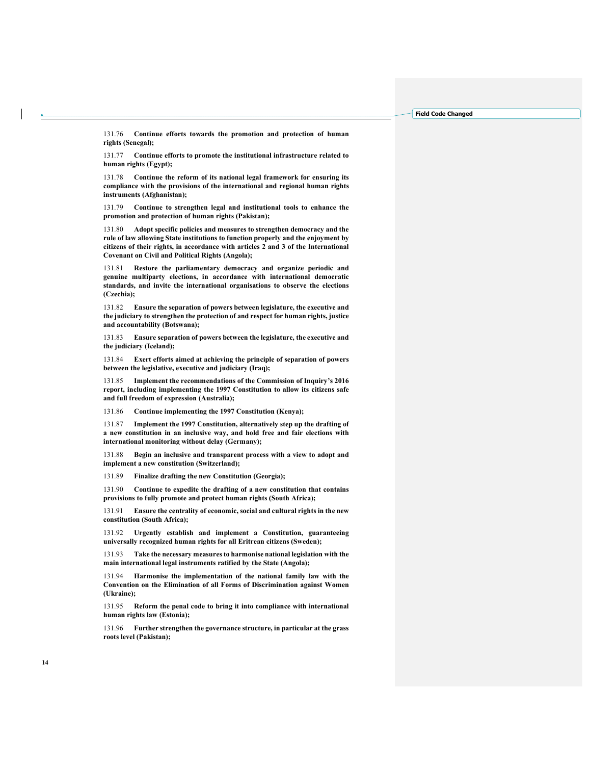131.76 **Continue efforts towards the promotion and protection of human rights (Senegal);**

131.77 **Continue efforts to promote the institutional infrastructure related to human rights (Egypt);**

131.78 **Continue the reform of its national legal framework for ensuring its compliance with the provisions of the international and regional human rights instruments (Afghanistan);**

131.79 **Continue to strengthen legal and institutional tools to enhance the promotion and protection of human rights (Pakistan);**

131.80 **Adopt specific policies and measures to strengthen democracy and the rule of law allowing State institutions to function properly and the enjoyment by citizens of their rights, in accordance with articles 2 and 3 of the International Covenant on Civil and Political Rights (Angola);**

131.81 **Restore the parliamentary democracy and organize periodic and genuine multiparty elections, in accordance with international democratic standards, and invite the international organisations to observe the elections (Czechia);**

131.82 **Ensure the separation of powers between legislature, the executive and the judiciary to strengthen the protection of and respect for human rights, justice and accountability (Botswana);**

131.83 **Ensure separation of powers between the legislature, the executive and the judiciary (Iceland);**

131.84 **Exert efforts aimed at achieving the principle of separation of powers between the legislative, executive and judiciary (Iraq);**

131.85 **Implement the recommendations of the Commission of Inquiry's 2016 report, including implementing the 1997 Constitution to allow its citizens safe and full freedom of expression (Australia);**

131.86 **Continue implementing the 1997 Constitution (Kenya);**

131.87 **Implement the 1997 Constitution, alternatively step up the drafting of a new constitution in an inclusive way, and hold free and fair elections with international monitoring without delay (Germany);**

131.88 **Begin an inclusive and transparent process with a view to adopt and implement a new constitution (Switzerland);**

131.89 **Finalize drafting the new Constitution (Georgia);**

131.90 **Continue to expedite the drafting of a new constitution that contains provisions to fully promote and protect human rights (South Africa);**

131.91 **Ensure the centrality of economic, social and cultural rights in the new constitution (South Africa);**

131.92 **Urgently establish and implement a Constitution, guaranteeing universally recognized human rights for all Eritrean citizens (Sweden);**

131.93 **Take the necessary measures to harmonise national legislation with the main international legal instruments ratified by the State (Angola);**

131.94 **Harmonise the implementation of the national family law with the Convention on the Elimination of all Forms of Discrimination against Women (Ukraine);**

131.95 **Reform the penal code to bring it into compliance with international human rights law (Estonia);**

131.96 **Further strengthen the governance structure, in particular at the grass roots level (Pakistan);**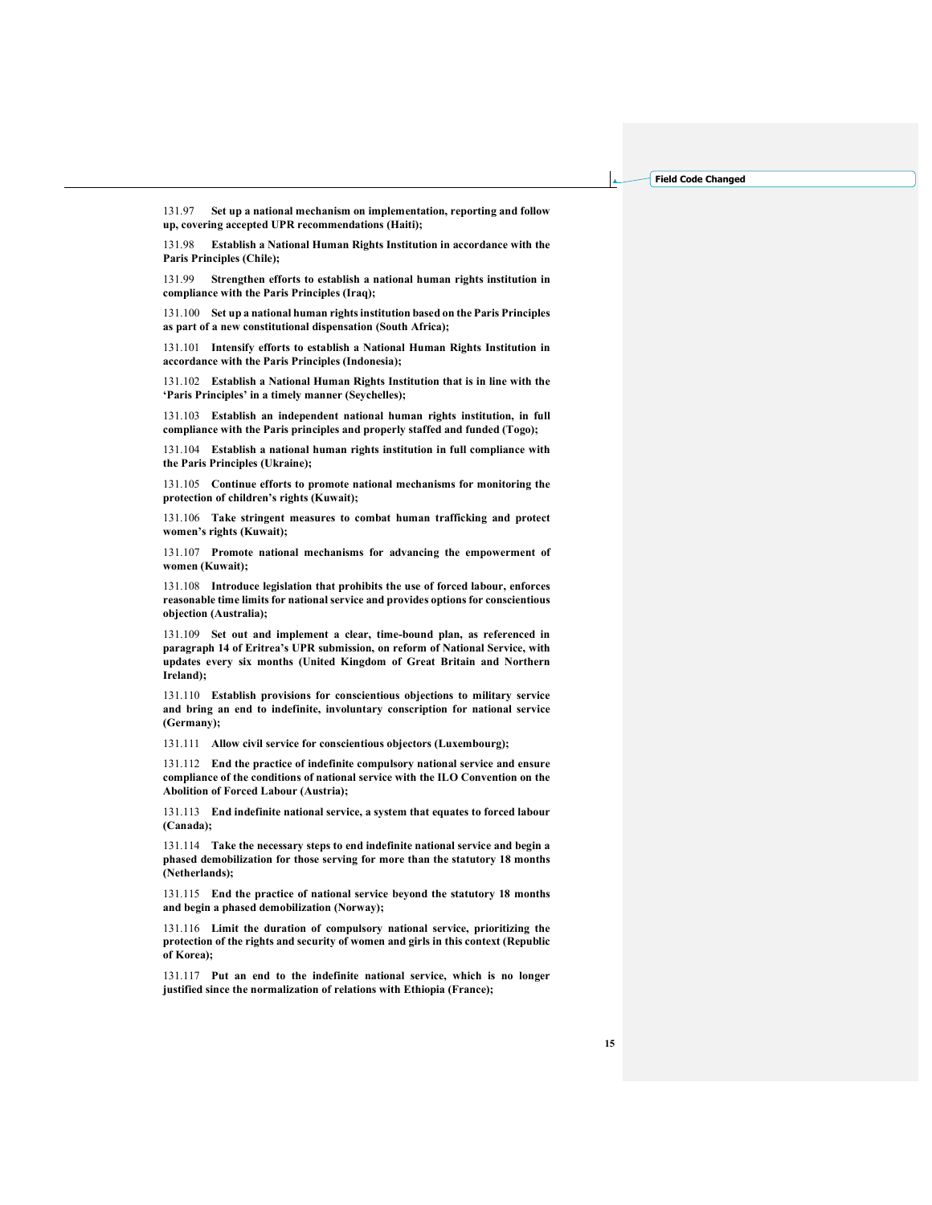131.97 **Set up a national mechanism on implementation, reporting and follow up, covering accepted UPR recommendations (Haiti);**

131.98 **Establish a National Human Rights Institution in accordance with the Paris Principles (Chile);**

131.99 **Strengthen efforts to establish a national human rights institution in compliance with the Paris Principles (Iraq);**

131.100 **Set up a national human rights institution based on the Paris Principles as part of a new constitutional dispensation (South Africa);**

131.101 **Intensify efforts to establish a National Human Rights Institution in accordance with the Paris Principles (Indonesia);**

131.102 **Establish a National Human Rights Institution that is in line with the 'Paris Principles' in a timely manner (Seychelles);**

131.103 **Establish an independent national human rights institution, in full compliance with the Paris principles and properly staffed and funded (Togo);**

131.104 **Establish a national human rights institution in full compliance with the Paris Principles (Ukraine);**

131.105 **Continue efforts to promote national mechanisms for monitoring the protection of children's rights (Kuwait);**

131.106 **Take stringent measures to combat human trafficking and protect women's rights (Kuwait);**

131.107 **Promote national mechanisms for advancing the empowerment of women (Kuwait);**

131.108 **Introduce legislation that prohibits the use of forced labour, enforces reasonable time limits for national service and provides options for conscientious objection (Australia);**

131.109 **Set out and implement a clear, time-bound plan, as referenced in paragraph 14 of Eritrea's UPR submission, on reform of National Service, with updates every six months (United Kingdom of Great Britain and Northern Ireland);**

131.110 **Establish provisions for conscientious objections to military service and bring an end to indefinite, involuntary conscription for national service (Germany);**

131.111 **Allow civil service for conscientious objectors (Luxembourg);**

131.112 **End the practice of indefinite compulsory national service and ensure compliance of the conditions of national service with the ILO Convention on the Abolition of Forced Labour (Austria);**

131.113 **End indefinite national service, a system that equates to forced labour (Canada);**

131.114 **Take the necessary steps to end indefinite national service and begin a phased demobilization for those serving for more than the statutory 18 months (Netherlands);**

131.115 **End the practice of national service beyond the statutory 18 months and begin a phased demobilization (Norway);**

131.116 **Limit the duration of compulsory national service, prioritizing the protection of the rights and security of women and girls in this context (Republic of Korea);**

131.117 **Put an end to the indefinite national service, which is no longer justified since the normalization of relations with Ethiopia (France);**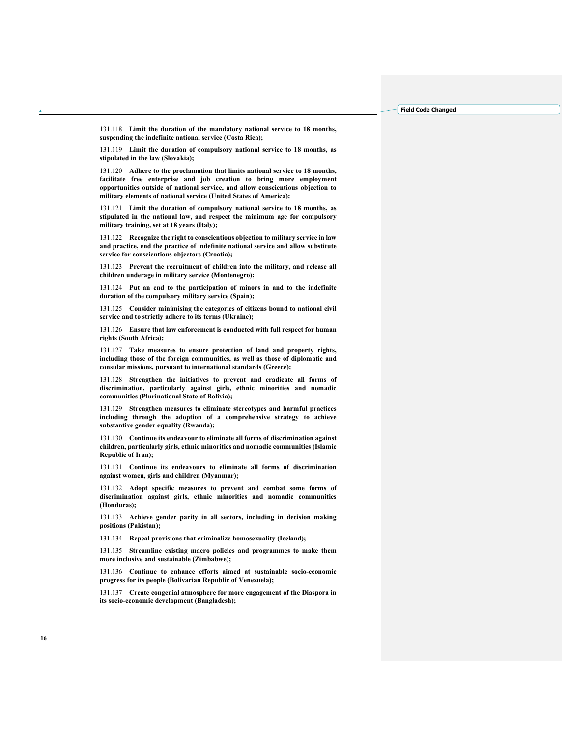131.118 **Limit the duration of the mandatory national service to 18 months, suspending the indefinite national service (Costa Rica);**

131.119 **Limit the duration of compulsory national service to 18 months, as stipulated in the law (Slovakia);**

131.120 **Adhere to the proclamation that limits national service to 18 months, facilitate free enterprise and job creation to bring more employment opportunities outside of national service, and allow conscientious objection to military elements of national service (United States of America);**

131.121 **Limit the duration of compulsory national service to 18 months, as stipulated in the national law, and respect the minimum age for compulsory military training, set at 18 years (Italy);**

131.122 **Recognize the right to conscientious objection to military service in law and practice, end the practice of indefinite national service and allow substitute service for conscientious objectors (Croatia);**

131.123 **Prevent the recruitment of children into the military, and release all children underage in military service (Montenegro);**

131.124 **Put an end to the participation of minors in and to the indefinite duration of the compulsory military service (Spain);**

131.125 **Consider minimising the categories of citizens bound to national civil service and to strictly adhere to its terms (Ukraine);**

131.126 **Ensure that law enforcement is conducted with full respect for human rights (South Africa);**

131.127 **Take measures to ensure protection of land and property rights, including those of the foreign communities, as well as those of diplomatic and consular missions, pursuant to international standards (Greece);**

131.128 **Strengthen the initiatives to prevent and eradicate all forms of discrimination, particularly against girls, ethnic minorities and nomadic communities (Plurinational State of Bolivia);**

131.129 **Strengthen measures to eliminate stereotypes and harmful practices including through the adoption of a comprehensive strategy to achieve substantive gender equality (Rwanda);**

131.130 **Continue its endeavour to eliminate all forms of discrimination against children, particularly girls, ethnic minorities and nomadic communities (Islamic Republic of Iran);**

131.131 **Continue its endeavours to eliminate all forms of discrimination against women, girls and children (Myanmar);**

131.132 **Adopt specific measures to prevent and combat some forms of discrimination against girls, ethnic minorities and nomadic communities (Honduras);**

131.133 **Achieve gender parity in all sectors, including in decision making positions (Pakistan);**

131.134 **Repeal provisions that criminalize homosexuality (Iceland);**

131.135 **Streamline existing macro policies and programmes to make them more inclusive and sustainable (Zimbabwe);**

131.136 **Continue to enhance efforts aimed at sustainable socio-economic progress for its people (Bolivarian Republic of Venezuela);**

131.137 **Create congenial atmosphere for more engagement of the Diaspora in its socio-economic development (Bangladesh);**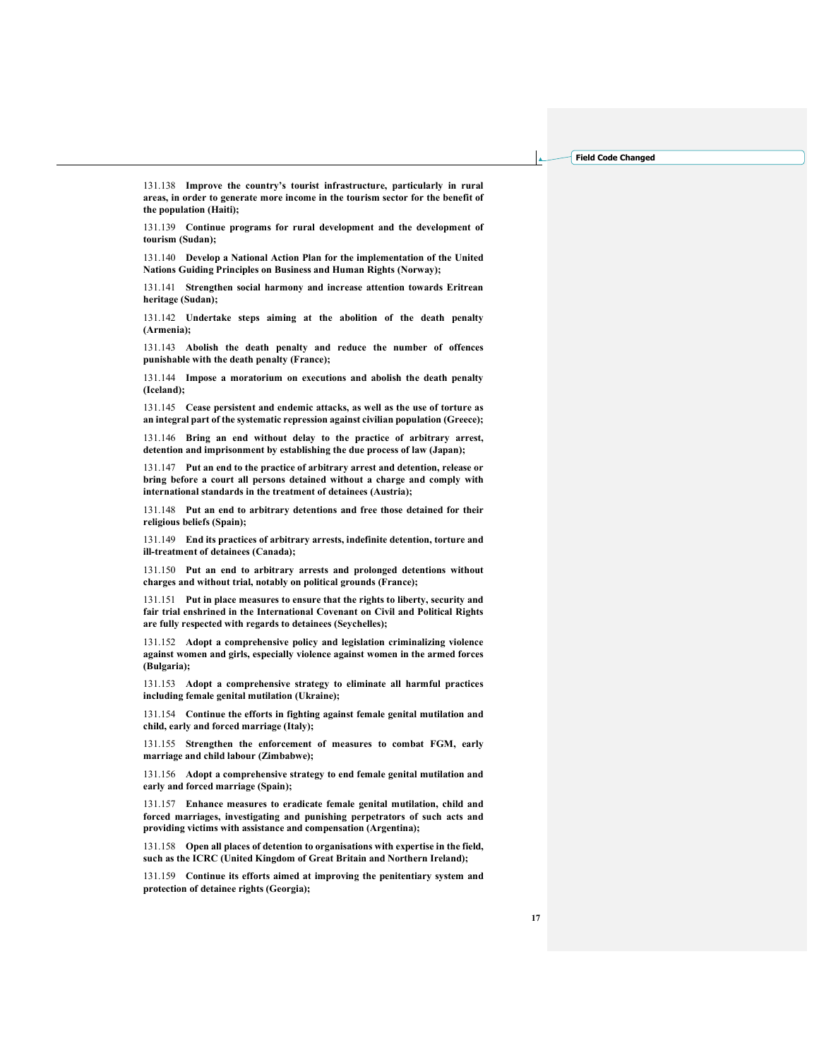131.138 **Improve the country's tourist infrastructure, particularly in rural areas, in order to generate more income in the tourism sector for the benefit of the population (Haiti);**

131.139 **Continue programs for rural development and the development of tourism (Sudan);**

131.140 **Develop a National Action Plan for the implementation of the United Nations Guiding Principles on Business and Human Rights (Norway);**

131.141 **Strengthen social harmony and increase attention towards Eritrean heritage (Sudan);**

131.142 **Undertake steps aiming at the abolition of the death penalty (Armenia);**

131.143 **Abolish the death penalty and reduce the number of offences punishable with the death penalty (France);**

131.144 **Impose a moratorium on executions and abolish the death penalty (Iceland);**

131.145 **Cease persistent and endemic attacks, as well as the use of torture as an integral part of the systematic repression against civilian population (Greece);**

131.146 **Bring an end without delay to the practice of arbitrary arrest, detention and imprisonment by establishing the due process of law (Japan);**

131.147 **Put an end to the practice of arbitrary arrest and detention, release or bring before a court all persons detained without a charge and comply with international standards in the treatment of detainees (Austria);**

131.148 **Put an end to arbitrary detentions and free those detained for their religious beliefs (Spain);**

131.149 **End its practices of arbitrary arrests, indefinite detention, torture and ill-treatment of detainees (Canada);**

131.150 **Put an end to arbitrary arrests and prolonged detentions without charges and without trial, notably on political grounds (France);**

131.151 **Put in place measures to ensure that the rights to liberty, security and fair trial enshrined in the International Covenant on Civil and Political Rights are fully respected with regards to detainees (Seychelles);**

131.152 **Adopt a comprehensive policy and legislation criminalizing violence against women and girls, especially violence against women in the armed forces (Bulgaria);**

131.153 **Adopt a comprehensive strategy to eliminate all harmful practices including female genital mutilation (Ukraine);**

131.154 **Continue the efforts in fighting against female genital mutilation and child, early and forced marriage (Italy);**

131.155 **Strengthen the enforcement of measures to combat FGM, early marriage and child labour (Zimbabwe);**

131.156 **Adopt a comprehensive strategy to end female genital mutilation and early and forced marriage (Spain);**

131.157 **Enhance measures to eradicate female genital mutilation, child and forced marriages, investigating and punishing perpetrators of such acts and providing victims with assistance and compensation (Argentina);**

131.158 **Open all places of detention to organisations with expertise in the field, such as the ICRC (United Kingdom of Great Britain and Northern Ireland);**

131.159 **Continue its efforts aimed at improving the penitentiary system and protection of detainee rights (Georgia);**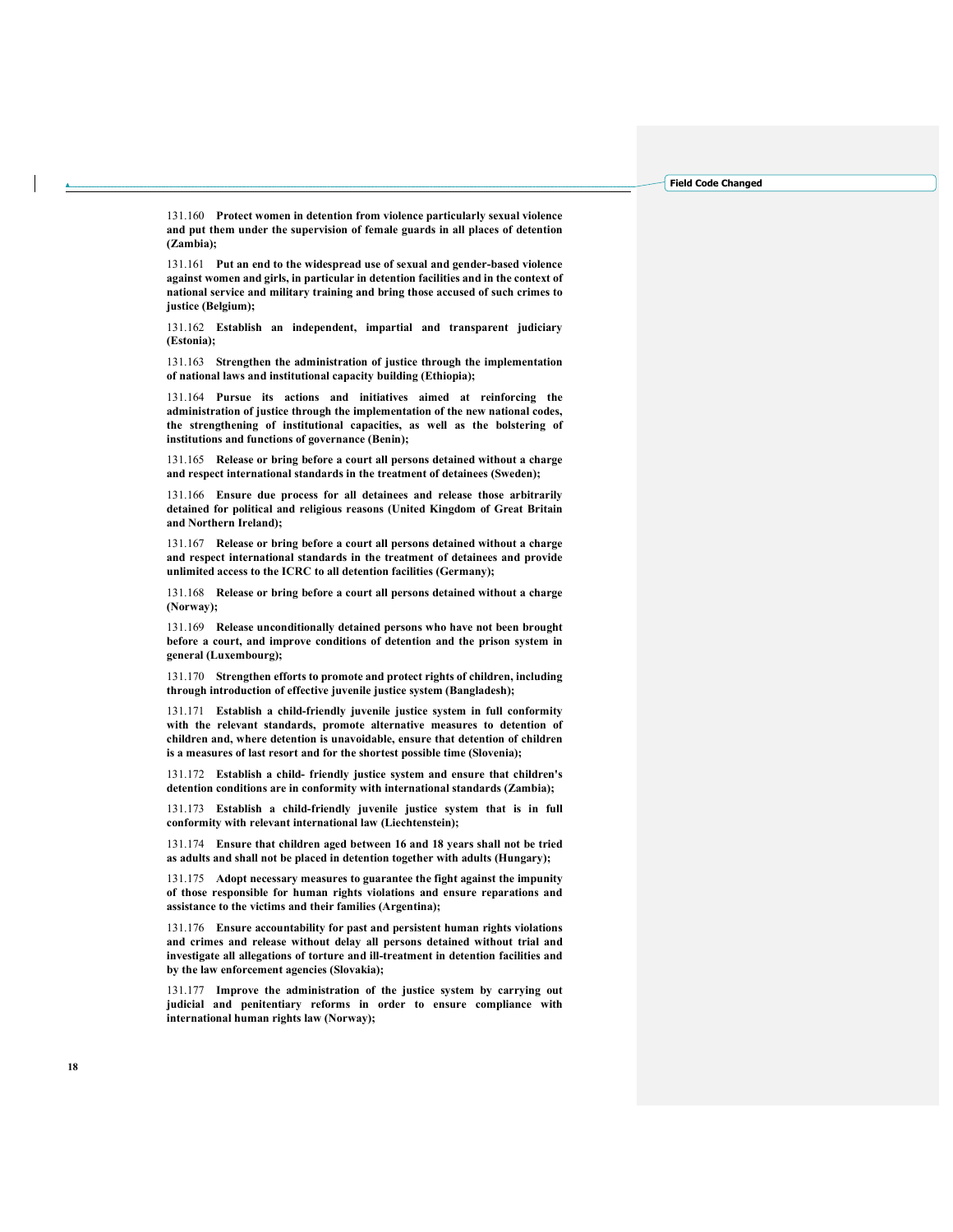131.160 **Protect women in detention from violence particularly sexual violence and put them under the supervision of female guards in all places of detention (Zambia);**

131.161 **Put an end to the widespread use of sexual and gender-based violence against women and girls, in particular in detention facilities and in the context of national service and military training and bring those accused of such crimes to justice (Belgium);**

131.162 **Establish an independent, impartial and transparent judiciary (Estonia);**

131.163 **Strengthen the administration of justice through the implementation of national laws and institutional capacity building (Ethiopia);**

131.164 **Pursue its actions and initiatives aimed at reinforcing the administration of justice through the implementation of the new national codes, the strengthening of institutional capacities, as well as the bolstering of institutions and functions of governance (Benin);**

131.165 **Release or bring before a court all persons detained without a charge and respect international standards in the treatment of detainees (Sweden);**

131.166 **Ensure due process for all detainees and release those arbitrarily detained for political and religious reasons (United Kingdom of Great Britain and Northern Ireland);**

131.167 **Release or bring before a court all persons detained without a charge and respect international standards in the treatment of detainees and provide unlimited access to the ICRC to all detention facilities (Germany);**

131.168 **Release or bring before a court all persons detained without a charge (Norway);**

131.169 **Release unconditionally detained persons who have not been brought before a court, and improve conditions of detention and the prison system in general (Luxembourg);**

131.170 **Strengthen efforts to promote and protect rights of children, including through introduction of effective juvenile justice system (Bangladesh);**

131.171 **Establish a child-friendly juvenile justice system in full conformity with the relevant standards, promote alternative measures to detention of children and, where detention is unavoidable, ensure that detention of children is a measures of last resort and for the shortest possible time (Slovenia);**

131.172 **Establish a child- friendly justice system and ensure that children's detention conditions are in conformity with international standards (Zambia);**

131.173 **Establish a child-friendly juvenile justice system that is in full conformity with relevant international law (Liechtenstein);**

131.174 **Ensure that children aged between 16 and 18 years shall not be tried as adults and shall not be placed in detention together with adults (Hungary);**

131.175 **Adopt necessary measures to guarantee the fight against the impunity of those responsible for human rights violations and ensure reparations and assistance to the victims and their families (Argentina);**

131.176 **Ensure accountability for past and persistent human rights violations and crimes and release without delay all persons detained without trial and investigate all allegations of torture and ill-treatment in detention facilities and by the law enforcement agencies (Slovakia);**

131.177 **Improve the administration of the justice system by carrying out judicial and penitentiary reforms in order to ensure compliance with international human rights law (Norway);**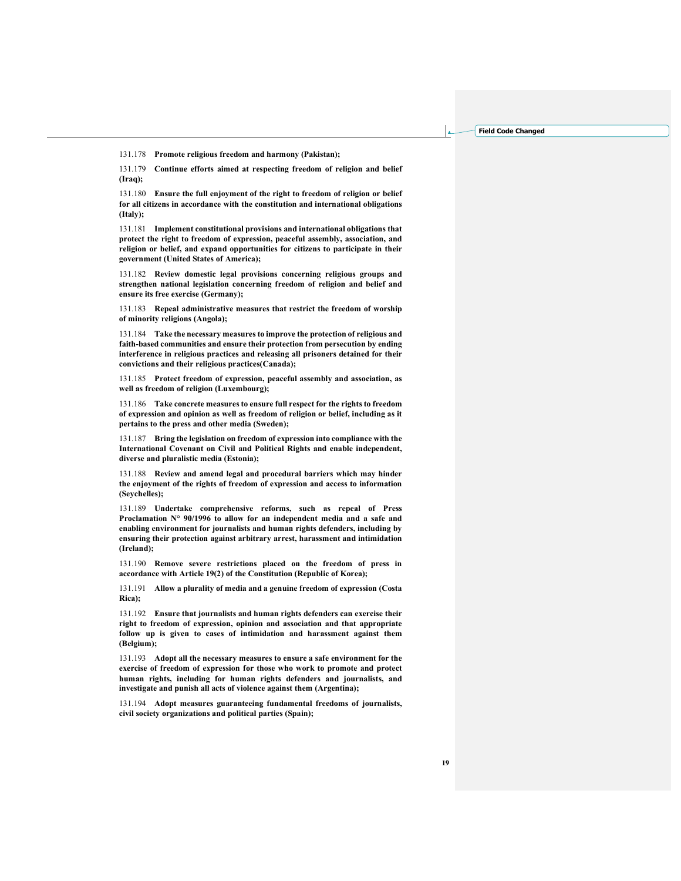131.178 **Promote religious freedom and harmony (Pakistan);**

131.179 **Continue efforts aimed at respecting freedom of religion and belief (Iraq);**

131.180 **Ensure the full enjoyment of the right to freedom of religion or belief for all citizens in accordance with the constitution and international obligations (Italy);**

131.181 **Implement constitutional provisions and international obligations that protect the right to freedom of expression, peaceful assembly, association, and religion or belief, and expand opportunities for citizens to participate in their government (United States of America);**

131.182 **Review domestic legal provisions concerning religious groups and strengthen national legislation concerning freedom of religion and belief and ensure its free exercise (Germany);**

131.183 **Repeal administrative measures that restrict the freedom of worship of minority religions (Angola);**

131.184 **Take the necessary measures to improve the protection of religious and faith-based communities and ensure their protection from persecution by ending interference in religious practices and releasing all prisoners detained for their convictions and their religious practices(Canada);**

131.185 **Protect freedom of expression, peaceful assembly and association, as well as freedom of religion (Luxembourg);**

131.186 **Take concrete measures to ensure full respect for the rights to freedom of expression and opinion as well as freedom of religion or belief, including as it pertains to the press and other media (Sweden);**

131.187 **Bring the legislation on freedom of expression into compliance with the International Covenant on Civil and Political Rights and enable independent, diverse and pluralistic media (Estonia);**

131.188 **Review and amend legal and procedural barriers which may hinder the enjoyment of the rights of freedom of expression and access to information (Seychelles);**

131.189 **Undertake comprehensive reforms, such as repeal of Press Proclamation N° 90/1996 to allow for an independent media and a safe and enabling environment for journalists and human rights defenders, including by ensuring their protection against arbitrary arrest, harassment and intimidation (Ireland);**

131.190 **Remove severe restrictions placed on the freedom of press in accordance with Article 19(2) of the Constitution (Republic of Korea);**

131.191 **Allow a plurality of media and a genuine freedom of expression (Costa Rica);**

131.192 **Ensure that journalists and human rights defenders can exercise their right to freedom of expression, opinion and association and that appropriate follow up is given to cases of intimidation and harassment against them (Belgium);**

131.193 **Adopt all the necessary measures to ensure a safe environment for the exercise of freedom of expression for those who work to promote and protect human rights, including for human rights defenders and journalists, and investigate and punish all acts of violence against them (Argentina);**

131.194 **Adopt measures guaranteeing fundamental freedoms of journalists, civil society organizations and political parties (Spain);**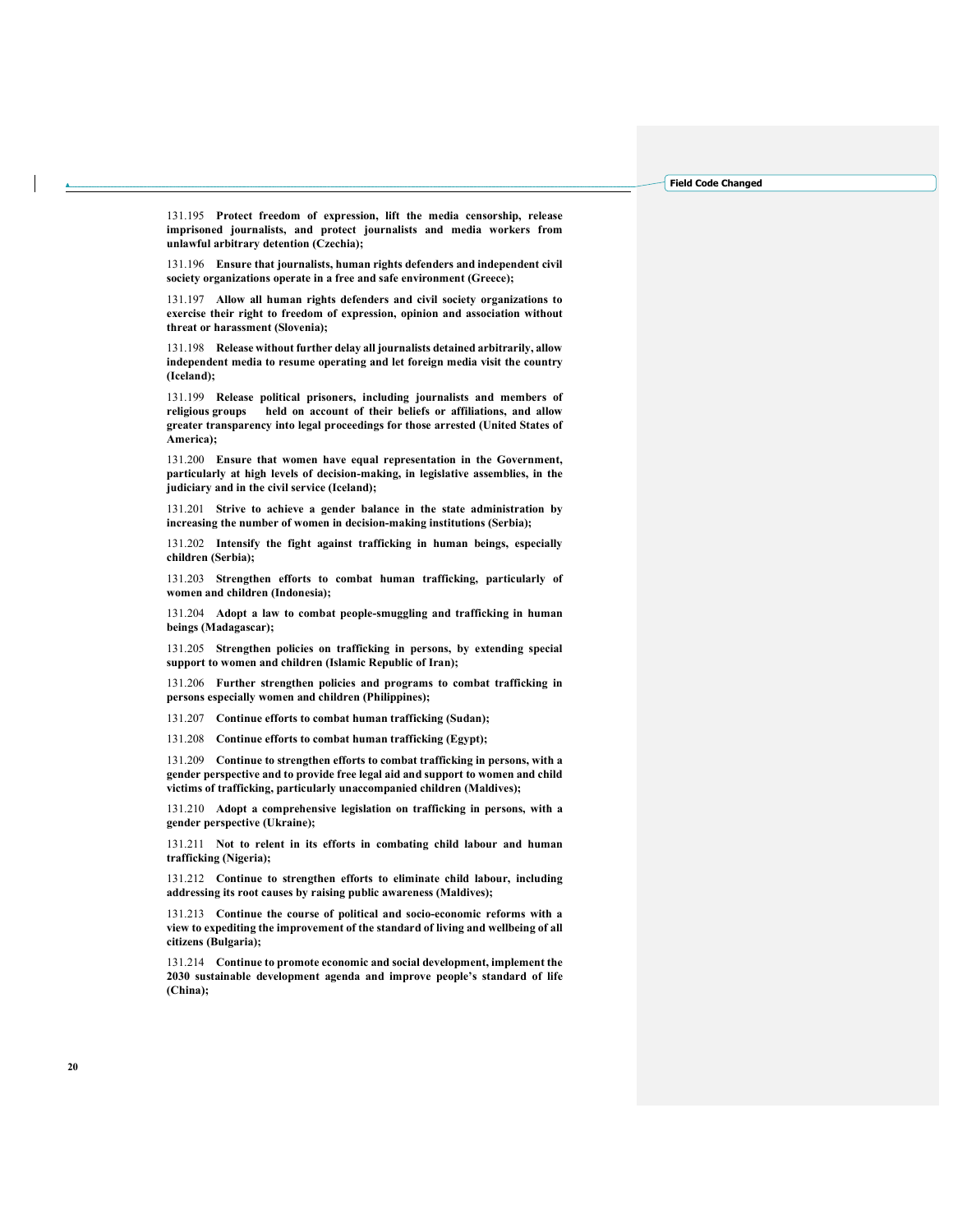131.195 **Protect freedom of expression, lift the media censorship, release imprisoned journalists, and protect journalists and media workers from unlawful arbitrary detention (Czechia);**

131.196 **Ensure that journalists, human rights defenders and independent civil society organizations operate in a free and safe environment (Greece);**

131.197 **Allow all human rights defenders and civil society organizations to exercise their right to freedom of expression, opinion and association without threat or harassment (Slovenia);**

131.198 **Release without further delay all journalists detained arbitrarily, allow independent media to resume operating and let foreign media visit the country (Iceland);**

131.199 **Release political prisoners, including journalists and members of religious groups held on account of their beliefs or affiliations, and allow greater transparency into legal proceedings for those arrested (United States of America);**

131.200 **Ensure that women have equal representation in the Government, particularly at high levels of decision-making, in legislative assemblies, in the judiciary and in the civil service (Iceland);**

131.201 **Strive to achieve a gender balance in the state administration by increasing the number of women in decision-making institutions (Serbia);**

131.202 **Intensify the fight against trafficking in human beings, especially children (Serbia);**

131.203 **Strengthen efforts to combat human trafficking, particularly of women and children (Indonesia);**

131.204 **Adopt a law to combat people-smuggling and trafficking in human beings (Madagascar);**

131.205 **Strengthen policies on trafficking in persons, by extending special support to women and children (Islamic Republic of Iran);**

131.206 **Further strengthen policies and programs to combat trafficking in persons especially women and children (Philippines);**

131.207 **Continue efforts to combat human trafficking (Sudan);**

131.208 **Continue efforts to combat human trafficking (Egypt);**

131.209 **Continue to strengthen efforts to combat trafficking in persons, with a gender perspective and to provide free legal aid and support to women and child victims of trafficking, particularly unaccompanied children (Maldives);**

131.210 **Adopt a comprehensive legislation on trafficking in persons, with a gender perspective (Ukraine);**

131.211 **Not to relent in its efforts in combating child labour and human trafficking (Nigeria);**

131.212 **Continue to strengthen efforts to eliminate child labour, including addressing its root causes by raising public awareness (Maldives);**

131.213 **Continue the course of political and socio-economic reforms with a view to expediting the improvement of the standard of living and wellbeing of all citizens (Bulgaria);**

131.214 **Continue to promote economic and social development, implement the 2030 sustainable development agenda and improve people's standard of life (China);**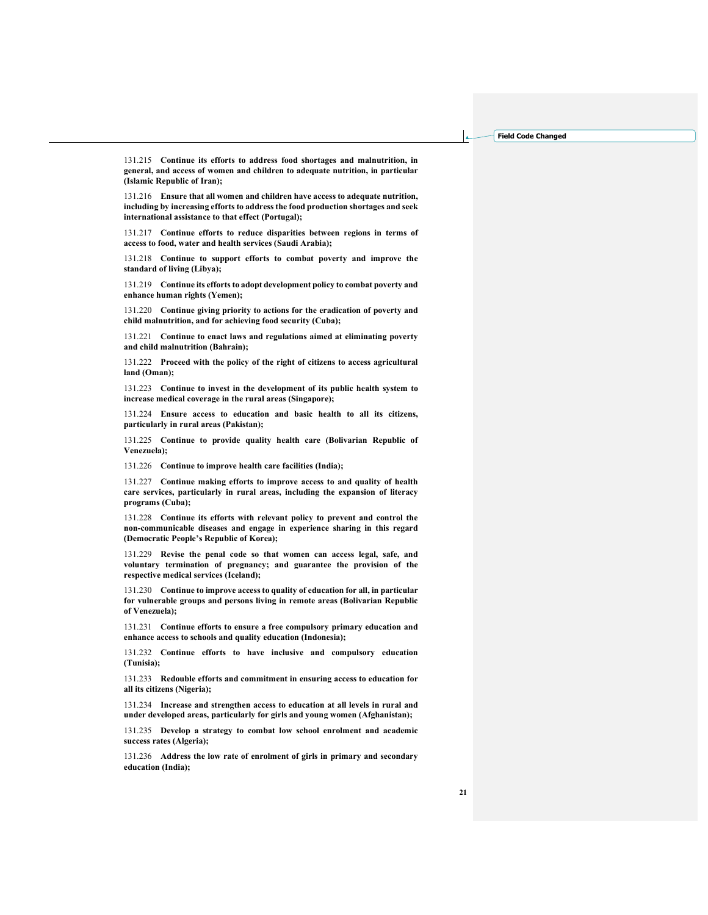131.215 **Continue its efforts to address food shortages and malnutrition, in general, and access of women and children to adequate nutrition, in particular (Islamic Republic of Iran);**

131.216 **Ensure that all women and children have access to adequate nutrition, including by increasing efforts to address the food production shortages and seek international assistance to that effect (Portugal);**

131.217 **Continue efforts to reduce disparities between regions in terms of access to food, water and health services (Saudi Arabia);**

131.218 **Continue to support efforts to combat poverty and improve the standard of living (Libya);**

131.219 **Continue its efforts to adopt development policy to combat poverty and enhance human rights (Yemen);**

131.220 **Continue giving priority to actions for the eradication of poverty and child malnutrition, and for achieving food security (Cuba);**

131.221 **Continue to enact laws and regulations aimed at eliminating poverty and child malnutrition (Bahrain);**

131.222 **Proceed with the policy of the right of citizens to access agricultural land (Oman);**

131.223 **Continue to invest in the development of its public health system to increase medical coverage in the rural areas (Singapore);**

131.224 **Ensure access to education and basic health to all its citizens, particularly in rural areas (Pakistan);**

131.225 **Continue to provide quality health care (Bolivarian Republic of Venezuela);**

131.226 **Continue to improve health care facilities (India);**

131.227 **Continue making efforts to improve access to and quality of health care services, particularly in rural areas, including the expansion of literacy programs (Cuba);**

131.228 **Continue its efforts with relevant policy to prevent and control the non-communicable diseases and engage in experience sharing in this regard (Democratic People's Republic of Korea);**

131.229 **Revise the penal code so that women can access legal, safe, and voluntary termination of pregnancy; and guarantee the provision of the respective medical services (Iceland);**

131.230 **Continue to improve access to quality of education for all, in particular for vulnerable groups and persons living in remote areas (Bolivarian Republic of Venezuela);**

131.231 **Continue efforts to ensure a free compulsory primary education and enhance access to schools and quality education (Indonesia);**

131.232 **Continue efforts to have inclusive and compulsory education (Tunisia);**

131.233 **Redouble efforts and commitment in ensuring access to education for all its citizens (Nigeria);**

131.234 **Increase and strengthen access to education at all levels in rural and under developed areas, particularly for girls and young women (Afghanistan);**

131.235 **Develop a strategy to combat low school enrolment and academic success rates (Algeria);**

131.236 **Address the low rate of enrolment of girls in primary and secondary education (India);**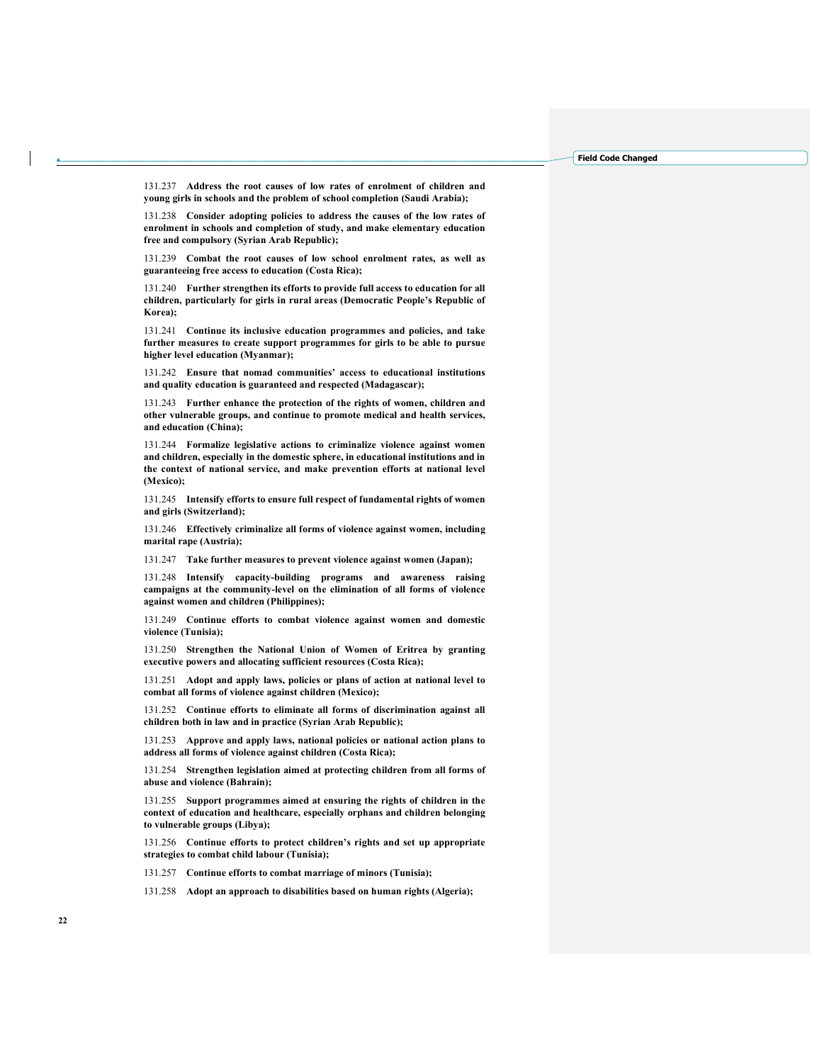131.237 **Address the root causes of low rates of enrolment of children and young girls in schools and the problem of school completion (Saudi Arabia);**

131.238 **Consider adopting policies to address the causes of the low rates of enrolment in schools and completion of study, and make elementary education free and compulsory (Syrian Arab Republic);**

131.239 **Combat the root causes of low school enrolment rates, as well as guaranteeing free access to education (Costa Rica);**

131.240 **Further strengthen its efforts to provide full access to education for all children, particularly for girls in rural areas (Democratic People's Republic of Korea);**

131.241 **Continue its inclusive education programmes and policies, and take further measures to create support programmes for girls to be able to pursue higher level education (Myanmar);**

131.242 **Ensure that nomad communities' access to educational institutions and quality education is guaranteed and respected (Madagascar);**

131.243 **Further enhance the protection of the rights of women, children and other vulnerable groups, and continue to promote medical and health services, and education (China);**

131.244 **Formalize legislative actions to criminalize violence against women and children, especially in the domestic sphere, in educational institutions and in the context of national service, and make prevention efforts at national level (Mexico);**

131.245 **Intensify efforts to ensure full respect of fundamental rights of women and girls (Switzerland);**

131.246 **Effectively criminalize all forms of violence against women, including marital rape (Austria);**

131.247 **Take further measures to prevent violence against women (Japan);**

131.248 **Intensify capacity-building programs and awareness raising campaigns at the community-level on the elimination of all forms of violence against women and children (Philippines);**

131.249 **Continue efforts to combat violence against women and domestic violence (Tunisia);**

131.250 **Strengthen the National Union of Women of Eritrea by granting executive powers and allocating sufficient resources (Costa Rica);**

131.251 **Adopt and apply laws, policies or plans of action at national level to combat all forms of violence against children (Mexico);**

131.252 **Continue efforts to eliminate all forms of discrimination against all children both in law and in practice (Syrian Arab Republic);**

131.253 **Approve and apply laws, national policies or national action plans to address all forms of violence against children (Costa Rica);**

131.254 **Strengthen legislation aimed at protecting children from all forms of abuse and violence (Bahrain);**

131.255 **Support programmes aimed at ensuring the rights of children in the context of education and healthcare, especially orphans and children belonging to vulnerable groups (Libya);**

131.256 **Continue efforts to protect children's rights and set up appropriate strategies to combat child labour (Tunisia);**

131.257 **Continue efforts to combat marriage of minors (Tunisia);**

131.258 **Adopt an approach to disabilities based on human rights (Algeria);**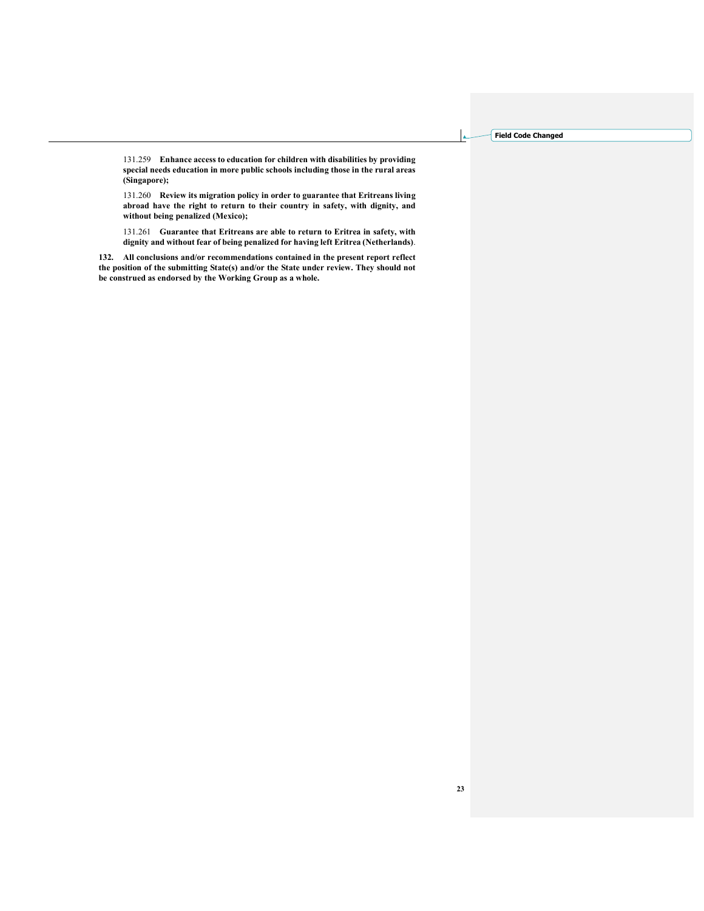131.259 **Enhance access to education for children with disabilities by providing special needs education in more public schools including those in the rural areas (Singapore);**

131.260 **Review its migration policy in order to guarantee that Eritreans living abroad have the right to return to their country in safety, with dignity, and without being penalized (Mexico);**

131.261 **Guarantee that Eritreans are able to return to Eritrea in safety, with dignity and without fear of being penalized for having left Eritrea (Netherlands)**.

**132. All conclusions and/or recommendations contained in the present report reflect the position of the submitting State(s) and/or the State under review. They should not be construed as endorsed by the Working Group as a whole.**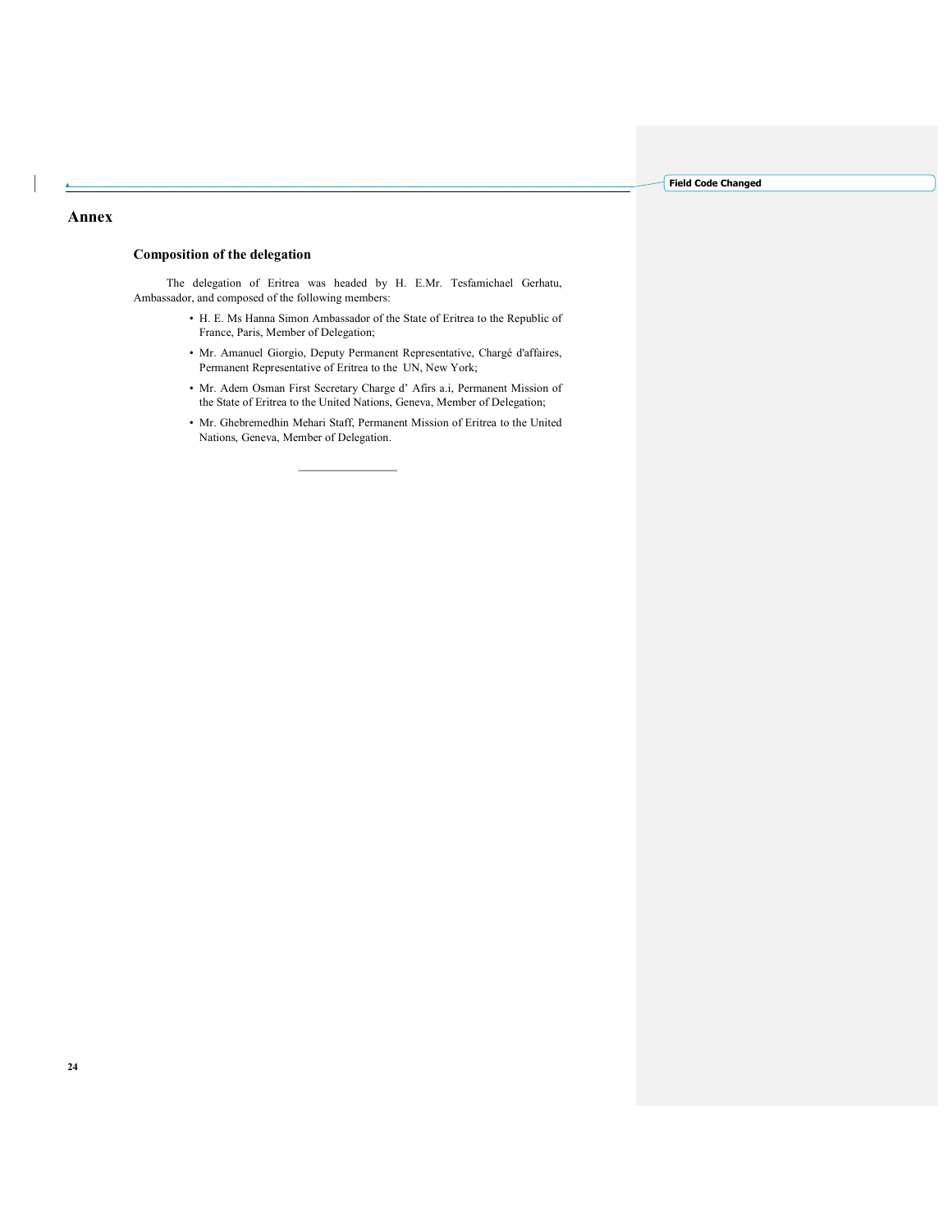# Annex

## Composition of the delegation

The delegation of Eritrea was headed by H. E.Mr. Tesfamichael Gerhatu, Ambassador, and composed of the following members:

- H. E. Ms Hanna Simon Ambassador of the State of Eritrea to the Republic of France, Paris, Member of Delegation;
- Mr. Amanuel Giorgio, Deputy Permanent Representative, Chargé d'affaires, Permanent Representative of Eritrea to the UN, New York;
- Mr. Adem Osman First Secretary Charge d' Afirs a.i, Permanent Mission of the State of Eritrea to the United Nations, Geneva, Member of Delegation;
- Mr. Ghebremedhin Mehari Staff, Permanent Mission of Eritrea to the United Nations, Geneva, Member of Delegation.